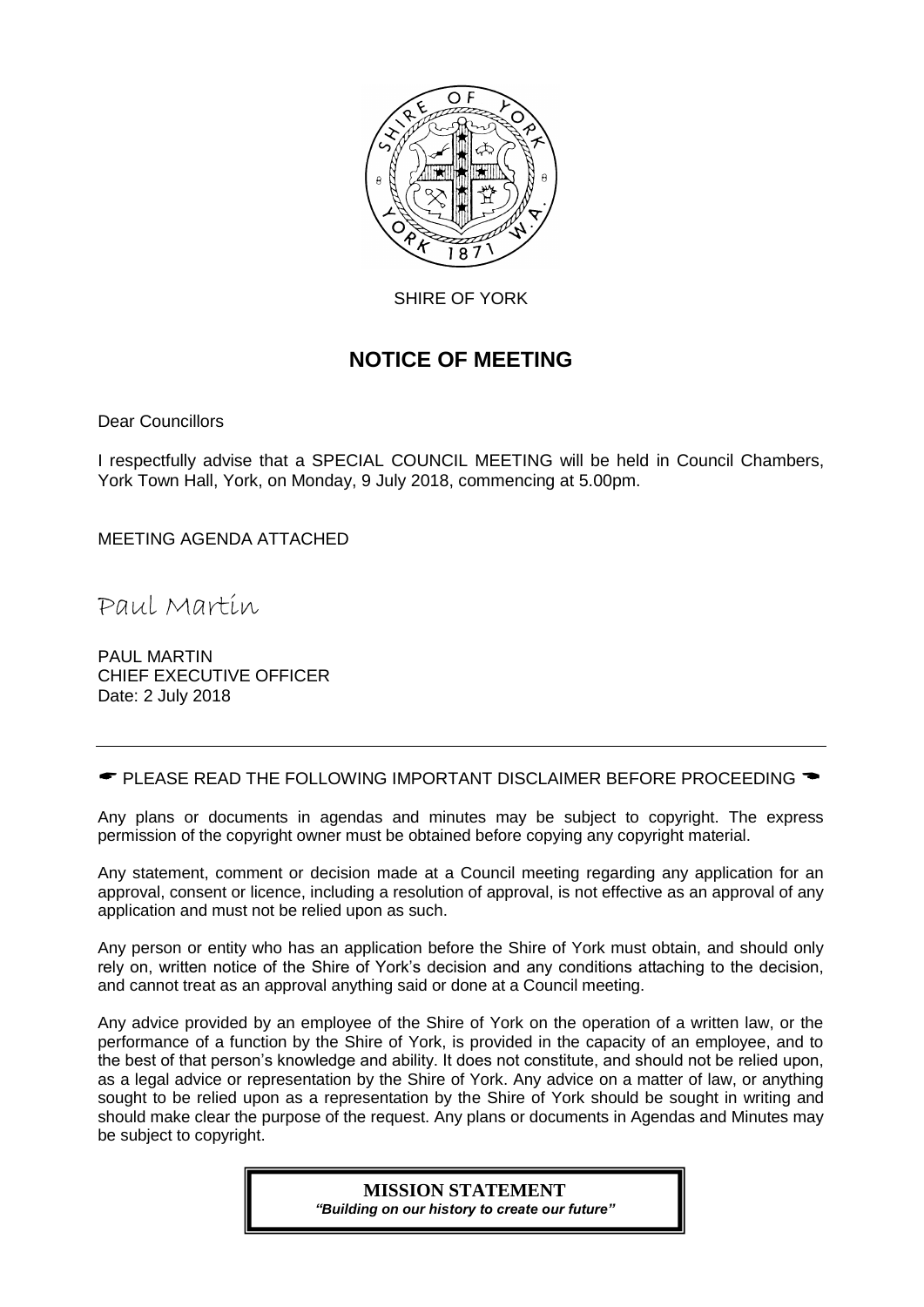SHIRE OF YORK

# NOTICE OF MEETING

Dear Councillors

I respectfully advise that a SPECIAL COUNCIL MEETING will be held in Council Chambers, York Town Hall, York, on Monday, 9 July 2018, commencing at 5.00pm.

MEETING AGENDA ATTACHED

*Paul Martin*

PAUL MARTIN
CHIEF EXECUTIVE OFFICER
Date: 2 July 2018

---

☛ PLEASE READ THE FOLLOWING IMPORTANT DISCLAIMER BEFORE PROCEEDING ☚

Any plans or documents in agendas and minutes may be subject to copyright. The express permission of the copyright owner must be obtained before copying any copyright material.

Any statement, comment or decision made at a Council meeting regarding any application for an approval, consent or licence, including a resolution of approval, is not effective as an approval of any application and must not be relied upon as such.

Any person or entity who has an application before the Shire of York must obtain, and should only rely on, written notice of the Shire of York's decision and any conditions attaching to the decision, and cannot treat as an approval anything said or done at a Council meeting.

Any advice provided by an employee of the Shire of York on the operation of a written law, or the performance of a function by the Shire of York, is provided in the capacity of an employee, and to the best of that person's knowledge and ability. It does not constitute, and should not be relied upon, as a legal advice or representation by the Shire of York. Any advice on a matter of law, or anything sought to be relied upon as a representation by the Shire of York should be sought in writing and should make clear the purpose of the request. Any plans or documents in Agendas and Minutes may be subject to copyright.

**MISSION STATEMENT**
***"Building on our history to create our future"***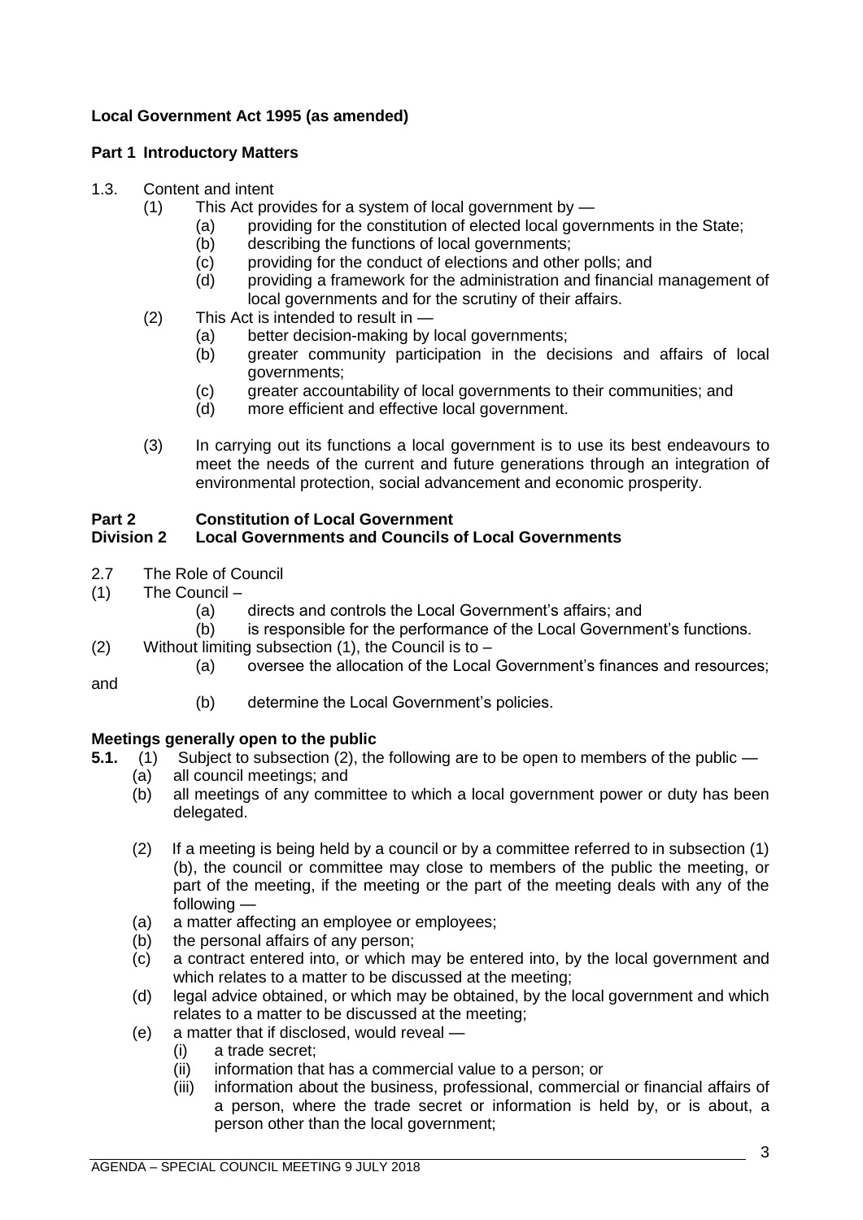**Local Government Act 1995 (as amended)**

**Part 1 Introductory Matters**

1.3. Content and intent

(1) This Act provides for a system of local government by —

(a) providing for the constitution of elected local governments in the State;

(b) describing the functions of local governments;

(c) providing for the conduct of elections and other polls; and

(d) providing a framework for the administration and financial management of local governments and for the scrutiny of their affairs.

(2) This Act is intended to result in —

(a) better decision-making by local governments;

(b) greater community participation in the decisions and affairs of local governments;

(c) greater accountability of local governments to their communities; and

(d) more efficient and effective local government.

(3) In carrying out its functions a local government is to use its best endeavours to meet the needs of the current and future generations through an integration of environmental protection, social advancement and economic prosperity.

**Part 2 Constitution of Local Government**
**Division 2 Local Governments and Councils of Local Governments**

2.7 The Role of Council

(1) The Council –

(a) directs and controls the Local Government's affairs; and

(b) is responsible for the performance of the Local Government's functions.

(2) Without limiting subsection (1), the Council is to –

(a) oversee the allocation of the Local Government's finances and resources;

and

(b) determine the Local Government's policies.

**Meetings generally open to the public**

**5.1.** (1) Subject to subsection (2), the following are to be open to members of the public —

(a) all council meetings; and

(b) all meetings of any committee to which a local government power or duty has been delegated.

(2) If a meeting is being held by a council or by a committee referred to in subsection (1)(b), the council or committee may close to members of the public the meeting, or part of the meeting, if the meeting or the part of the meeting deals with any of the following —

(a) a matter affecting an employee or employees;

(b) the personal affairs of any person;

(c) a contract entered into, or which may be entered into, by the local government and which relates to a matter to be discussed at the meeting;

(d) legal advice obtained, or which may be obtained, by the local government and which relates to a matter to be discussed at the meeting;

(e) a matter that if disclosed, would reveal —

(i) a trade secret;

(ii) information that has a commercial value to a person; or

(iii) information about the business, professional, commercial or financial affairs of a person, where the trade secret or information is held by, or is about, a person other than the local government;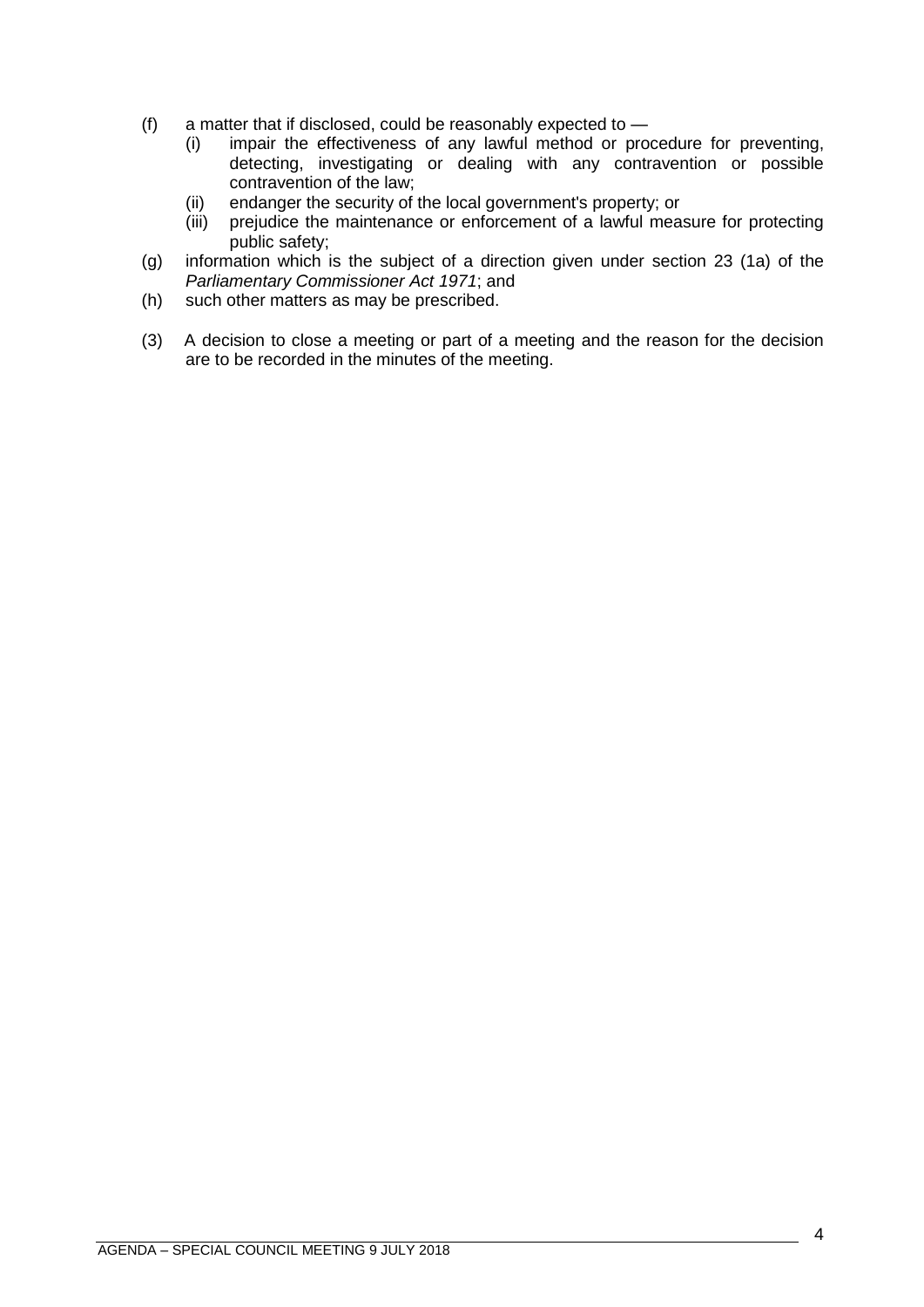(f) a matter that if disclosed, could be reasonably expected to —
    (i) impair the effectiveness of any lawful method or procedure for preventing, detecting, investigating or dealing with any contravention or possible contravention of the law;
    (ii) endanger the security of the local government's property; or
    (iii) prejudice the maintenance or enforcement of a lawful measure for protecting public safety;

(g) information which is the subject of a direction given under section 23 (1a) of the *Parliamentary Commissioner Act 1971*; and

(h) such other matters as may be prescribed.

(3) A decision to close a meeting or part of a meeting and the reason for the decision are to be recorded in the minutes of the meeting.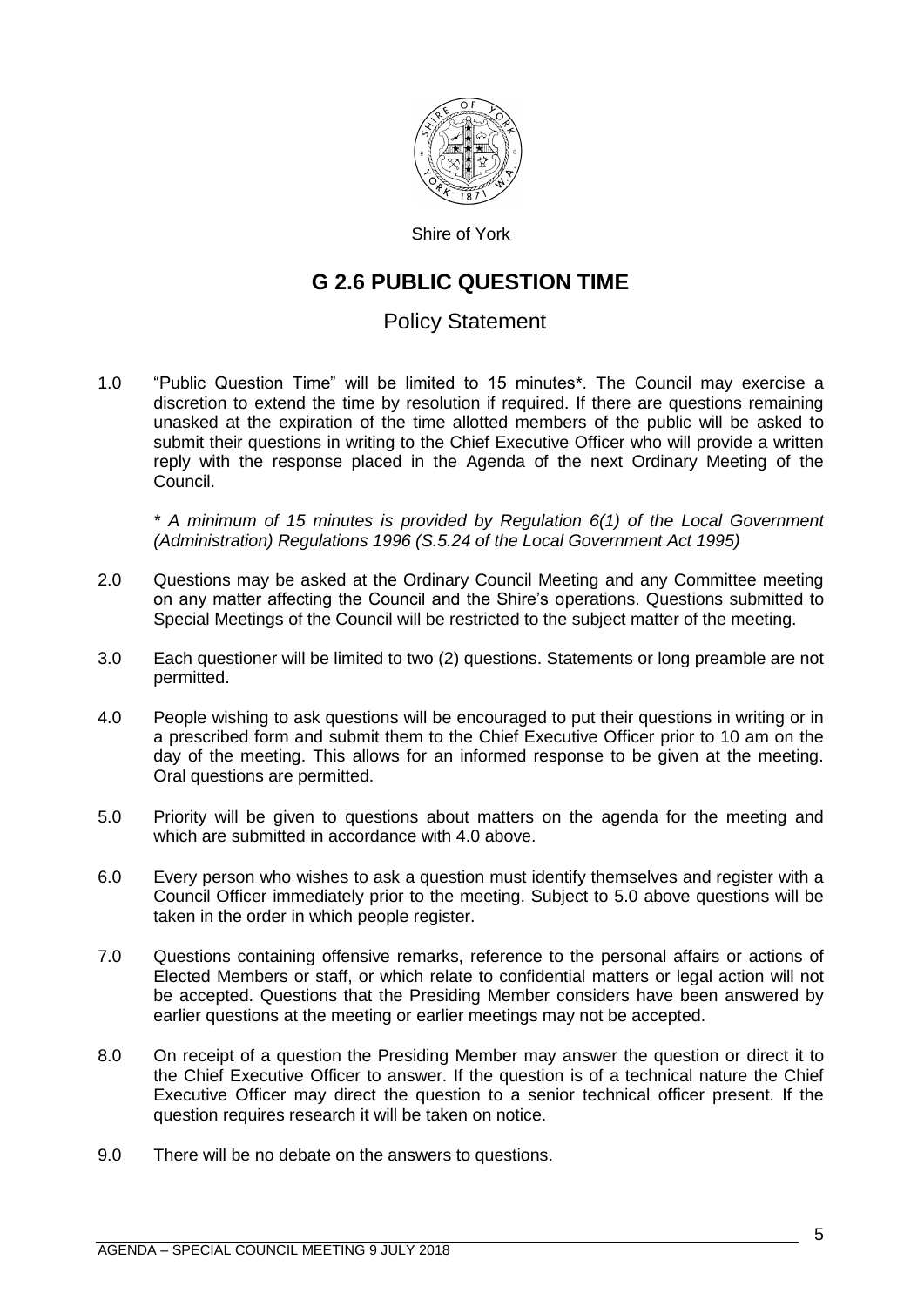Shire of York

# G 2.6 PUBLIC QUESTION TIME

## Policy Statement

1.0 "Public Question Time" will be limited to 15 minutes*. The Council may exercise a discretion to extend the time by resolution if required. If there are questions remaining unasked at the expiration of the time allotted members of the public will be asked to submit their questions in writing to the Chief Executive Officer who will provide a written reply with the response placed in the Agenda of the next Ordinary Meeting of the Council.

*\* A minimum of 15 minutes is provided by Regulation 6(1) of the Local Government (Administration) Regulations 1996 (S.5.24 of the Local Government Act 1995)*

2.0 Questions may be asked at the Ordinary Council Meeting and any Committee meeting on any matter affecting the Council and the Shire's operations. Questions submitted to Special Meetings of the Council will be restricted to the subject matter of the meeting.

3.0 Each questioner will be limited to two (2) questions. Statements or long preamble are not permitted.

4.0 People wishing to ask questions will be encouraged to put their questions in writing or in a prescribed form and submit them to the Chief Executive Officer prior to 10 am on the day of the meeting. This allows for an informed response to be given at the meeting. Oral questions are permitted.

5.0 Priority will be given to questions about matters on the agenda for the meeting and which are submitted in accordance with 4.0 above.

6.0 Every person who wishes to ask a question must identify themselves and register with a Council Officer immediately prior to the meeting. Subject to 5.0 above questions will be taken in the order in which people register.

7.0 Questions containing offensive remarks, reference to the personal affairs or actions of Elected Members or staff, or which relate to confidential matters or legal action will not be accepted. Questions that the Presiding Member considers have been answered by earlier questions at the meeting or earlier meetings may not be accepted.

8.0 On receipt of a question the Presiding Member may answer the question or direct it to the Chief Executive Officer to answer. If the question is of a technical nature the Chief Executive Officer may direct the question to a senior technical officer present. If the question requires research it will be taken on notice.

9.0 There will be no debate on the answers to questions.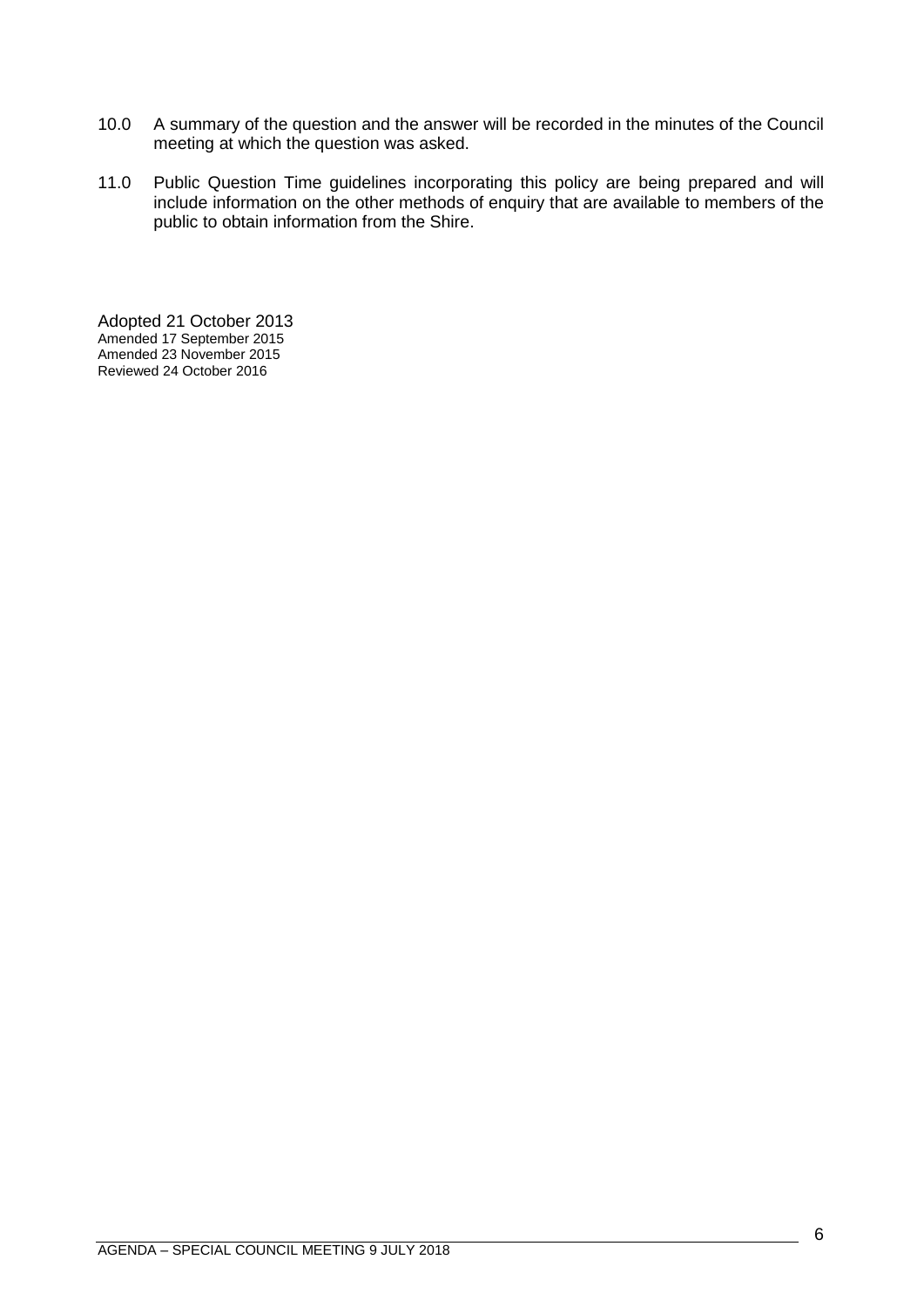10.0 A summary of the question and the answer will be recorded in the minutes of the Council meeting at which the question was asked.

11.0 Public Question Time guidelines incorporating this policy are being prepared and will include information on the other methods of enquiry that are available to members of the public to obtain information from the Shire.

Adopted 21 October 2013
Amended 17 September 2015
Amended 23 November 2015
Reviewed 24 October 2016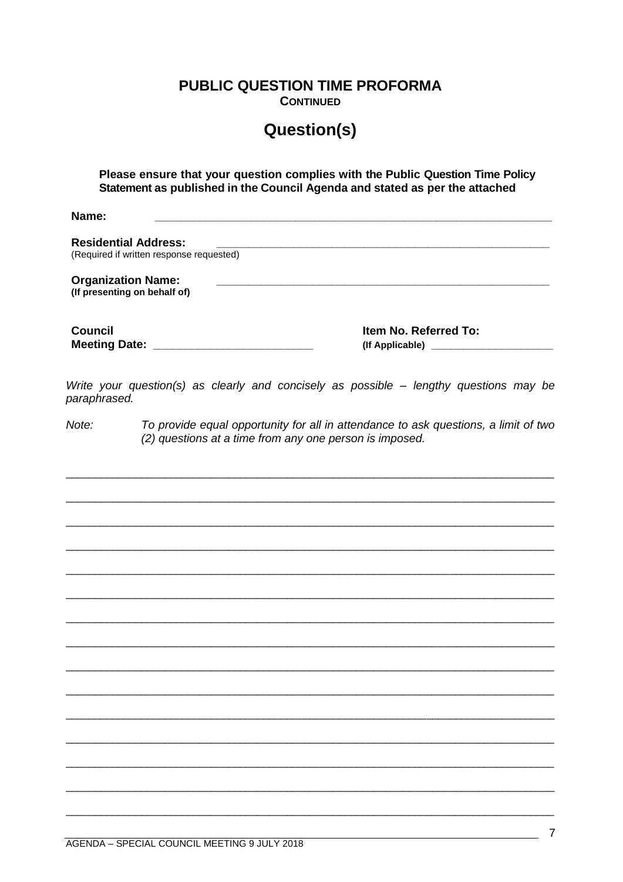# PUBLIC QUESTION TIME PROFORMA

**CONTINUED**

## Question(s)

**Please ensure that your question complies with the Public Question Time Policy Statement as published in the Council Agenda and stated as per the attached**

**Name:** ____________________________________________________________

**Residential Address:** ____________________________________________________
(Required if written response requested)

**Organization Name:** ____________________________________________________
**(If presenting on behalf of)**

**Council Meeting Date:** ________________________ **Item No. Referred To: (If Applicable)** ____________________

*Write your question(s) as clearly and concisely as possible – lengthy questions may be paraphrased.*

*Note: To provide equal opportunity for all in attendance to ask questions, a limit of two (2) questions at a time from any one person is imposed.*

________________________________________________________________________________

________________________________________________________________________________

________________________________________________________________________________

________________________________________________________________________________

________________________________________________________________________________

________________________________________________________________________________

________________________________________________________________________________

________________________________________________________________________________

________________________________________________________________________________

________________________________________________________________________________

________________________________________________________________________________

________________________________________________________________________________

________________________________________________________________________________

________________________________________________________________________________

________________________________________________________________________________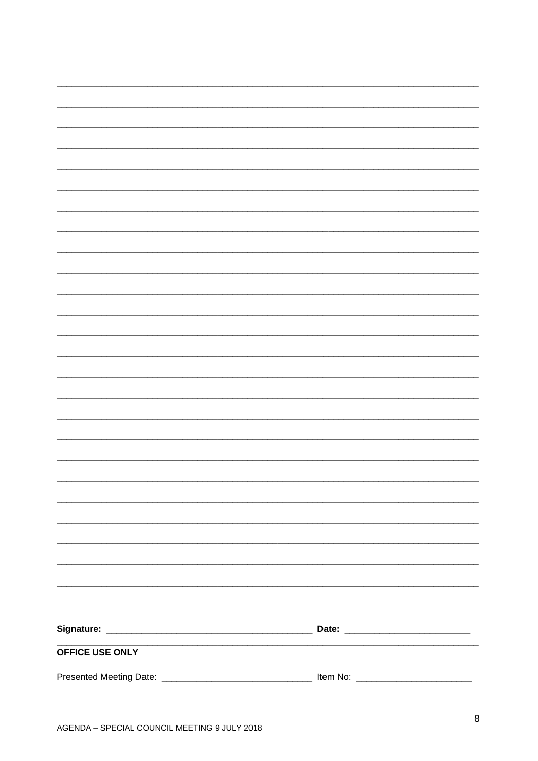\_\_\_\_\_\_\_\_\_\_\_\_\_\_\_\_\_\_\_\_\_\_\_\_\_\_\_\_\_\_\_\_\_\_\_\_\_\_\_\_\_\_\_\_\_\_\_\_\_\_\_\_\_\_\_\_\_\_\_\_\_\_\_\_\_\_\_\_\_\_\_\_\_\_\_\_

**Signature:** ________________________________________ **Date:** ________________________

**OFFICE USE ONLY**

Presented Meeting Date: ______________________________ Item No: ______________________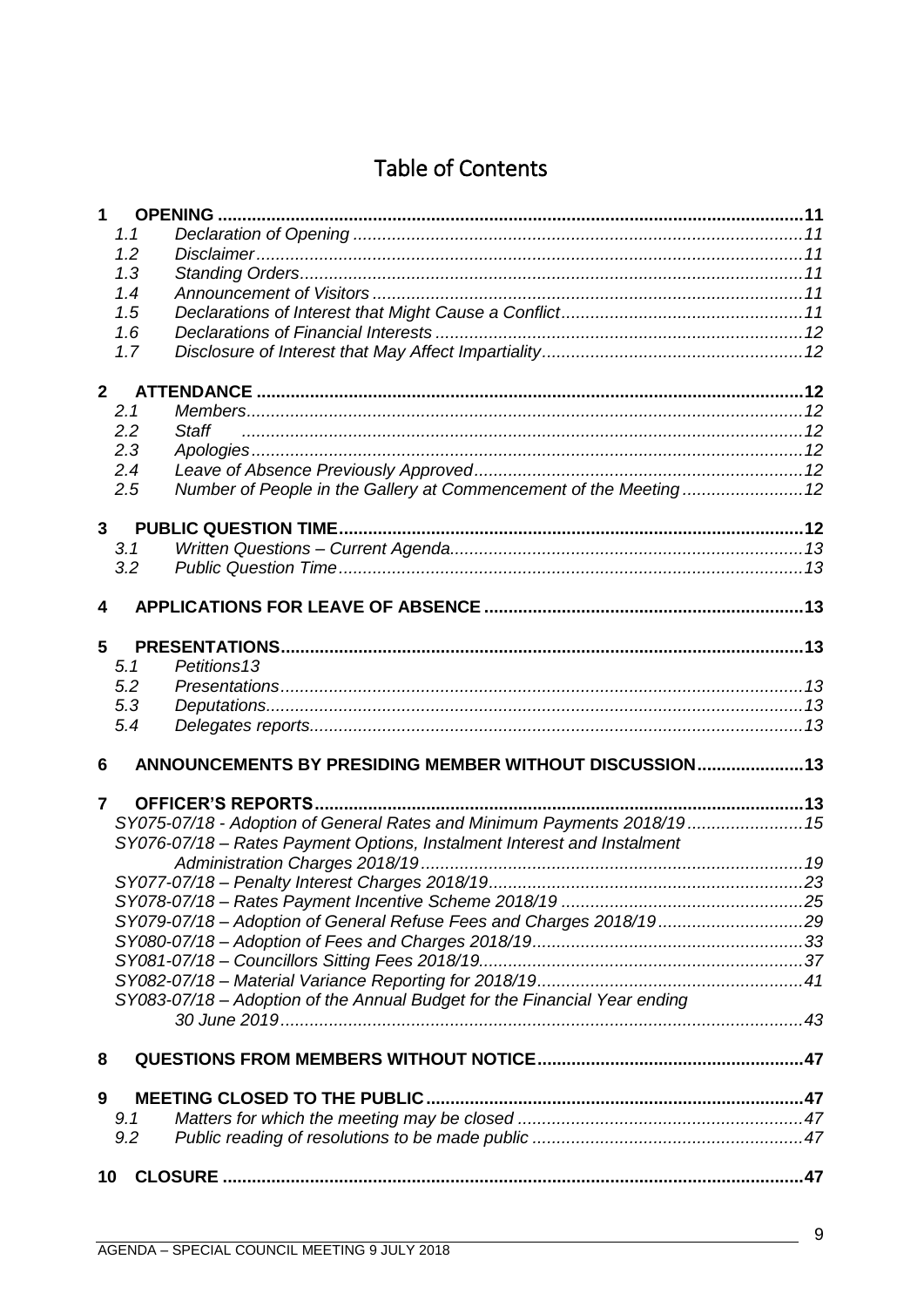# Table of Contents

**1 OPENING** ........................................................................................................................ **11**

*1.1 Declaration of Opening* ............................................................................................ *11*

*1.2 Disclaimer* ................................................................................................................ *11*

*1.3 Standing Orders* ....................................................................................................... *11*

*1.4 Announcement of Visitors* ........................................................................................ *11*

*1.5 Declarations of Interest that Might Cause a Conflict* .................................................. *11*

*1.6 Declarations of Financial Interests* ............................................................................ *12*

*1.7 Disclosure of Interest that May Affect Impartiality* ..................................................... *12*

**2 ATTENDANCE** ............................................................................................................... **12**

*2.1 Members* ................................................................................................................. *12*

*2.2 Staff* ....................................................................................................................... *12*

*2.3 Apologies* ................................................................................................................ *12*

*2.4 Leave of Absence Previously Approved* ................................................................... *12*

*2.5 Number of People in the Gallery at Commencement of the Meeting* ......................... *12*

**3 PUBLIC QUESTION TIME** ............................................................................................... **12**

*3.1 Written Questions – Current Agenda* ........................................................................ *13*

*3.2 Public Question Time* ............................................................................................... *13*

**4 APPLICATIONS FOR LEAVE OF ABSENCE** ................................................................. **13**

**5 PRESENTATIONS** .......................................................................................................... **13**

*5.1 Petitions13*

*5.2 Presentations* ........................................................................................................... *13*

*5.3 Deputations* ............................................................................................................. *13*

*5.4 Delegates reports* ..................................................................................................... *13*

**6 ANNOUNCEMENTS BY PRESIDING MEMBER WITHOUT DISCUSSION** ...................... **13**

**7 OFFICER'S REPORTS** .................................................................................................... **13**

*SY075-07/18 - Adoption of General Rates and Minimum Payments 2018/19* ........................ *15*

*SY076-07/18 – Rates Payment Options, Instalment Interest and Instalment Administration Charges 2018/19* .............................................................................. *19*

*SY077-07/18 – Penalty Interest Charges 2018/19* ................................................................ *23*

*SY078-07/18 – Rates Payment Incentive Scheme 2018/19* .................................................. *25*

*SY079-07/18 – Adoption of General Refuse Fees and Charges 2018/19* .............................. *29*

*SY080-07/18 – Adoption of Fees and Charges 2018/19* ........................................................ *33*

*SY081-07/18 – Councillors Sitting Fees 2018/19* .................................................................. *37*

*SY082-07/18 – Material Variance Reporting for 2018/19* ....................................................... *41*

*SY083-07/18 – Adoption of the Annual Budget for the Financial Year ending 30 June 2019* ........................................................................................................... *43*

**8 QUESTIONS FROM MEMBERS WITHOUT NOTICE** ....................................................... **47**

**9 MEETING CLOSED TO THE PUBLIC** ............................................................................. **47**

*9.1 Matters for which the meeting may be closed* ........................................................... *47*

*9.2 Public reading of resolutions to be made public* ........................................................ *47*

**10 CLOSURE** ...................................................................................................................... **47**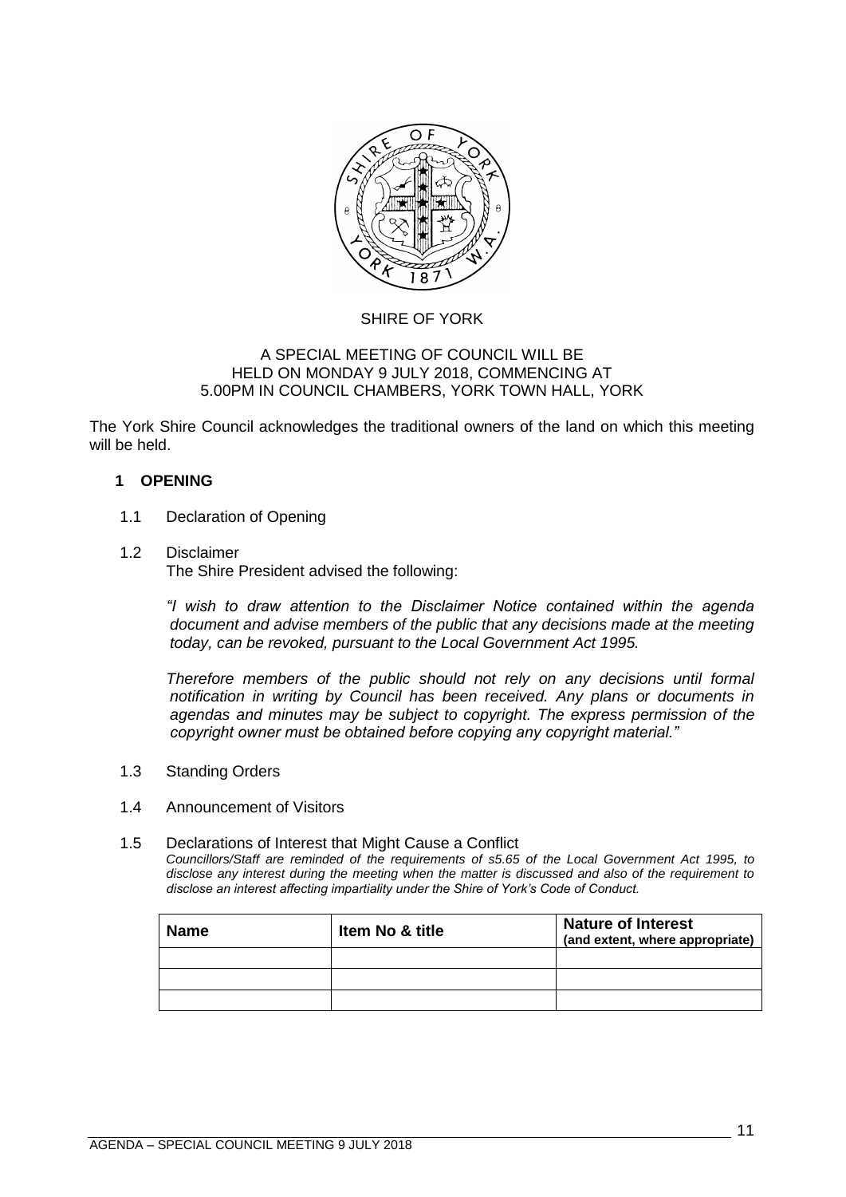SHIRE OF YORK

A SPECIAL MEETING OF COUNCIL WILL BE HELD ON MONDAY 9 JULY 2018, COMMENCING AT 5.00PM IN COUNCIL CHAMBERS, YORK TOWN HALL, YORK

The York Shire Council acknowledges the traditional owners of the land on which this meeting will be held.

## 1 OPENING

### 1.1 Declaration of Opening

### 1.2 Disclaimer

The Shire President advised the following:

*"I wish to draw attention to the Disclaimer Notice contained within the agenda document and advise members of the public that any decisions made at the meeting today, can be revoked, pursuant to the Local Government Act 1995.*

*Therefore members of the public should not rely on any decisions until formal notification in writing by Council has been received. Any plans or documents in agendas and minutes may be subject to copyright. The express permission of the copyright owner must be obtained before copying any copyright material."*

### 1.3 Standing Orders

### 1.4 Announcement of Visitors

### 1.5 Declarations of Interest that Might Cause a Conflict

*Councillors/Staff are reminded of the requirements of s5.65 of the Local Government Act 1995, to disclose any interest during the meeting when the matter is discussed and also of the requirement to disclose an interest affecting impartiality under the Shire of York's Code of Conduct.*

| Name | Item No & title | Nature of Interest (and extent, where appropriate) |
| --- | --- | --- |
| | | |
| | | |
| | | |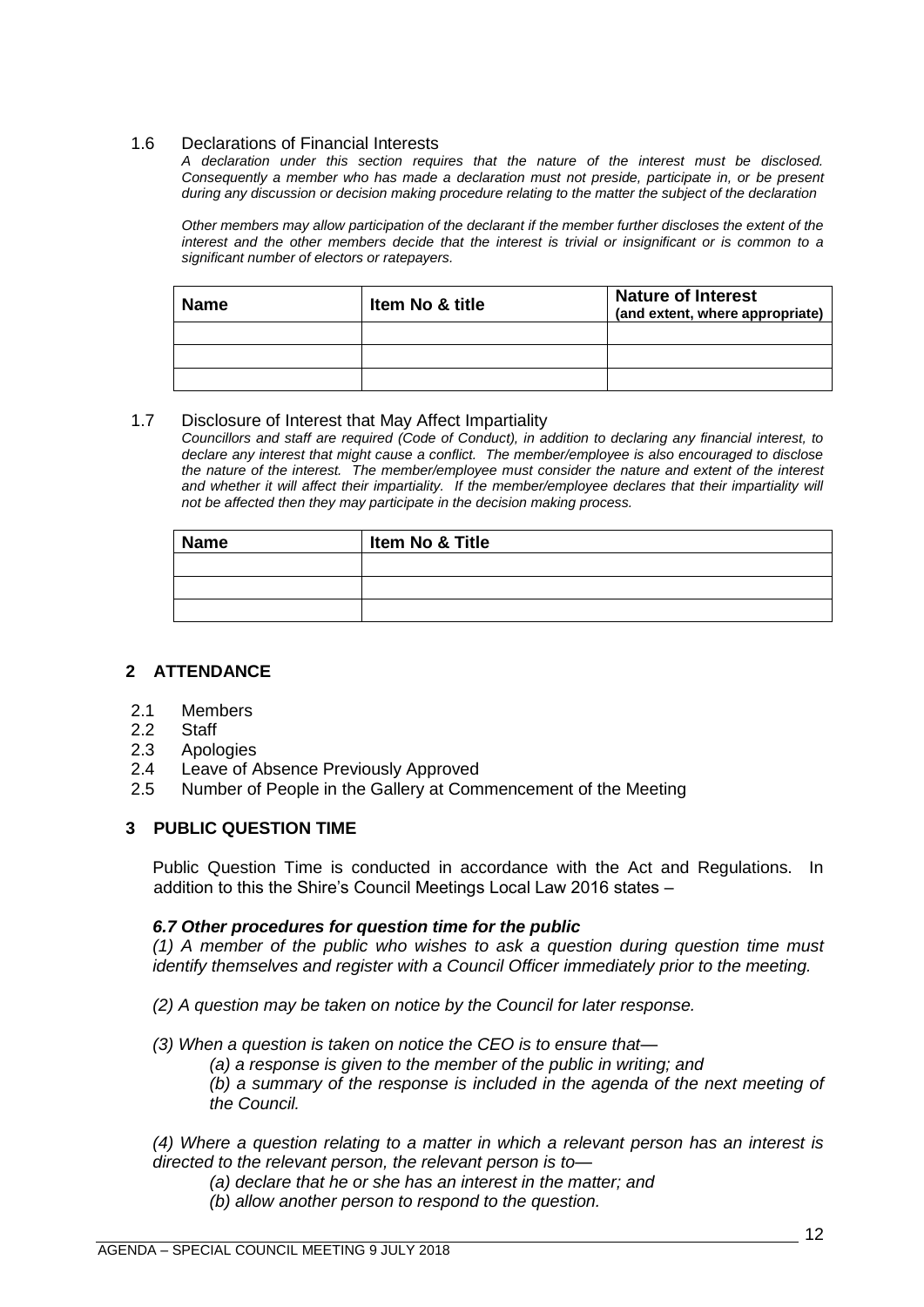### 1.6 Declarations of Financial Interests

*A declaration under this section requires that the nature of the interest must be disclosed. Consequently a member who has made a declaration must not preside, participate in, or be present during any discussion or decision making procedure relating to the matter the subject of the declaration*

*Other members may allow participation of the declarant if the member further discloses the extent of the interest and the other members decide that the interest is trivial or insignificant or is common to a significant number of electors or ratepayers.*

| Name | Item No & title | Nature of Interest (and extent, where appropriate) |
|---|---|---|
| | | |
| | | |
| | | |

### 1.7 Disclosure of Interest that May Affect Impartiality

*Councillors and staff are required (Code of Conduct), in addition to declaring any financial interest, to declare any interest that might cause a conflict. The member/employee is also encouraged to disclose the nature of the interest. The member/employee must consider the nature and extent of the interest and whether it will affect their impartiality. If the member/employee declares that their impartiality will not be affected then they may participate in the decision making process.*

| Name | Item No & Title |
|---|---|
| | |
| | |
| | |

## 2 ATTENDANCE

2.1 Members
2.2 Staff
2.3 Apologies
2.4 Leave of Absence Previously Approved
2.5 Number of People in the Gallery at Commencement of the Meeting

## 3 PUBLIC QUESTION TIME

Public Question Time is conducted in accordance with the Act and Regulations. In addition to this the Shire's Council Meetings Local Law 2016 states –

***6.7 Other procedures for question time for the public***

*(1) A member of the public who wishes to ask a question during question time must identify themselves and register with a Council Officer immediately prior to the meeting.*

*(2) A question may be taken on notice by the Council for later response.*

*(3) When a question is taken on notice the CEO is to ensure that—*

*(a) a response is given to the member of the public in writing; and*

*(b) a summary of the response is included in the agenda of the next meeting of the Council.*

*(4) Where a question relating to a matter in which a relevant person has an interest is directed to the relevant person, the relevant person is to—*

*(a) declare that he or she has an interest in the matter; and*

*(b) allow another person to respond to the question.*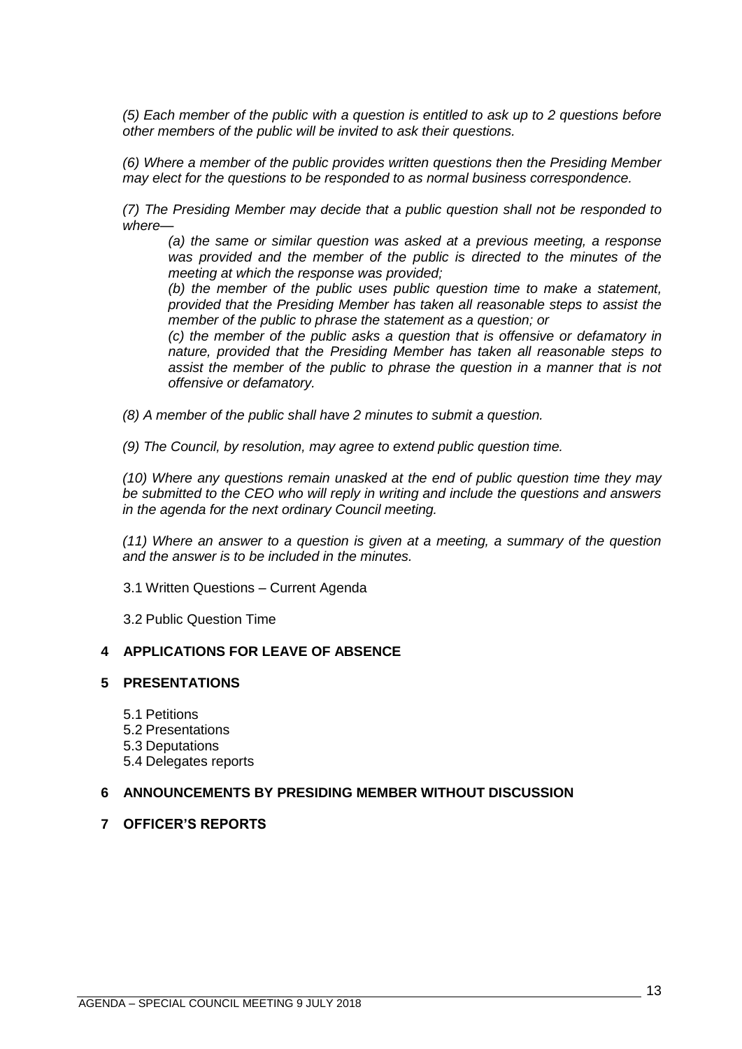*(5) Each member of the public with a question is entitled to ask up to 2 questions before other members of the public will be invited to ask their questions.*

*(6) Where a member of the public provides written questions then the Presiding Member may elect for the questions to be responded to as normal business correspondence.*

*(7) The Presiding Member may decide that a public question shall not be responded to where—*

> *(a) the same or similar question was asked at a previous meeting, a response was provided and the member of the public is directed to the minutes of the meeting at which the response was provided;*
>
> *(b) the member of the public uses public question time to make a statement, provided that the Presiding Member has taken all reasonable steps to assist the member of the public to phrase the statement as a question; or*
>
> *(c) the member of the public asks a question that is offensive or defamatory in nature, provided that the Presiding Member has taken all reasonable steps to assist the member of the public to phrase the question in a manner that is not offensive or defamatory.*

*(8) A member of the public shall have 2 minutes to submit a question.*

*(9) The Council, by resolution, may agree to extend public question time.*

*(10) Where any questions remain unasked at the end of public question time they may be submitted to the CEO who will reply in writing and include the questions and answers in the agenda for the next ordinary Council meeting.*

*(11) Where an answer to a question is given at a meeting, a summary of the question and the answer is to be included in the minutes.*

3.1 Written Questions – Current Agenda

3.2 Public Question Time

## 4 APPLICATIONS FOR LEAVE OF ABSENCE

## 5 PRESENTATIONS

5.1 Petitions
5.2 Presentations
5.3 Deputations
5.4 Delegates reports

## 6 ANNOUNCEMENTS BY PRESIDING MEMBER WITHOUT DISCUSSION

## 7 OFFICER'S REPORTS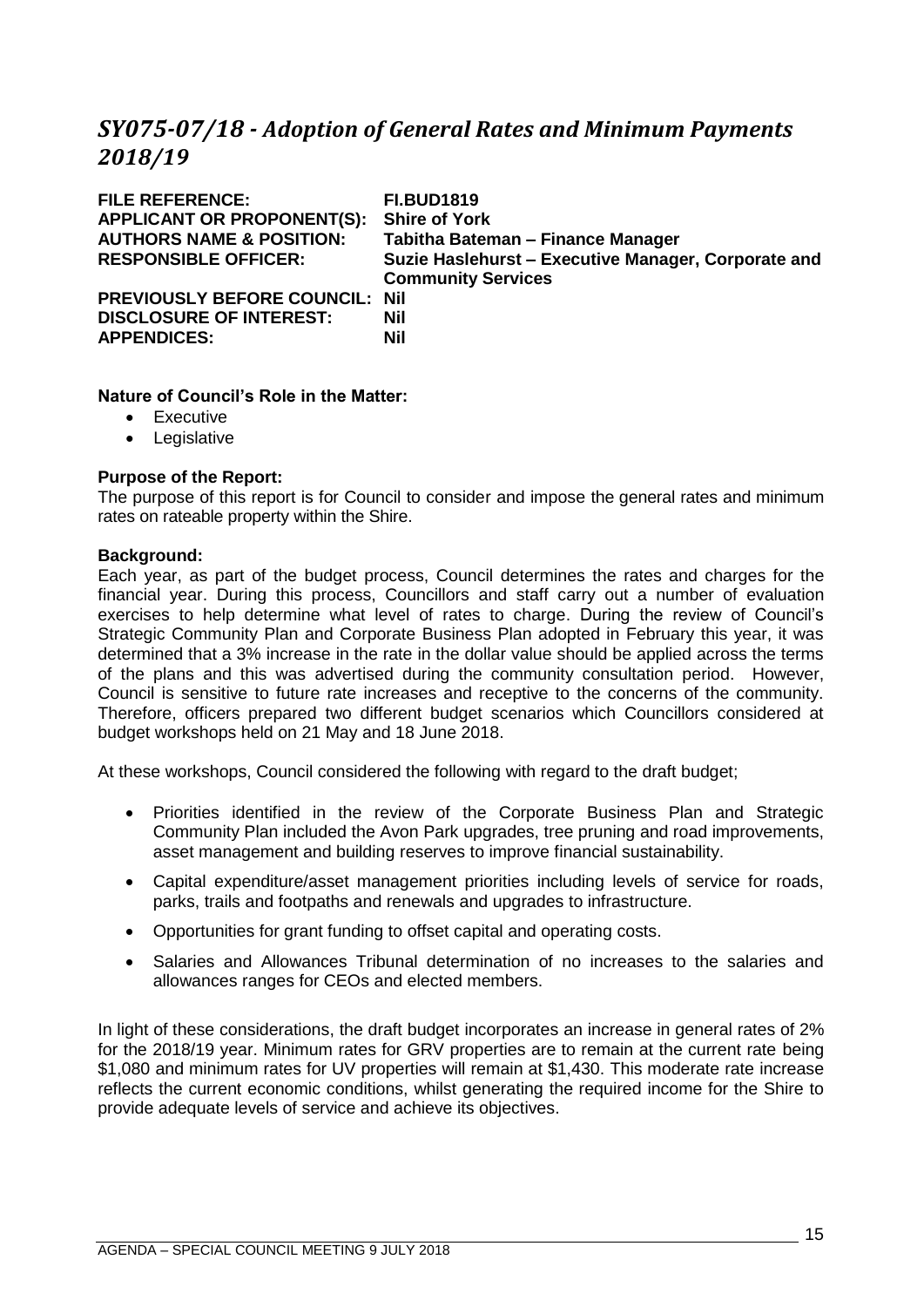# *SY075-07/18 - Adoption of General Rates and Minimum Payments 2018/19*

| | |
|---|---|
| **FILE REFERENCE:** | **FI.BUD1819** |
| **APPLICANT OR PROPONENT(S):** | **Shire of York** |
| **AUTHORS NAME & POSITION:** | **Tabitha Bateman – Finance Manager** |
| **RESPONSIBLE OFFICER:** | **Suzie Haslehurst – Executive Manager, Corporate and Community Services** |
| **PREVIOUSLY BEFORE COUNCIL:** | **Nil** |
| **DISCLOSURE OF INTEREST:** | **Nil** |
| **APPENDICES:** | **Nil** |

**Nature of Council's Role in the Matter:**

- Executive
- Legislative

**Purpose of the Report:**

The purpose of this report is for Council to consider and impose the general rates and minimum rates on rateable property within the Shire.

**Background:**

Each year, as part of the budget process, Council determines the rates and charges for the financial year. During this process, Councillors and staff carry out a number of evaluation exercises to help determine what level of rates to charge. During the review of Council's Strategic Community Plan and Corporate Business Plan adopted in February this year, it was determined that a 3% increase in the rate in the dollar value should be applied across the terms of the plans and this was advertised during the community consultation period. However, Council is sensitive to future rate increases and receptive to the concerns of the community. Therefore, officers prepared two different budget scenarios which Councillors considered at budget workshops held on 21 May and 18 June 2018.

At these workshops, Council considered the following with regard to the draft budget;

- Priorities identified in the review of the Corporate Business Plan and Strategic Community Plan included the Avon Park upgrades, tree pruning and road improvements, asset management and building reserves to improve financial sustainability.
- Capital expenditure/asset management priorities including levels of service for roads, parks, trails and footpaths and renewals and upgrades to infrastructure.
- Opportunities for grant funding to offset capital and operating costs.
- Salaries and Allowances Tribunal determination of no increases to the salaries and allowances ranges for CEOs and elected members.

In light of these considerations, the draft budget incorporates an increase in general rates of 2% for the 2018/19 year. Minimum rates for GRV properties are to remain at the current rate being $1,080 and minimum rates for UV properties will remain at $1,430. This moderate rate increase reflects the current economic conditions, whilst generating the required income for the Shire to provide adequate levels of service and achieve its objectives.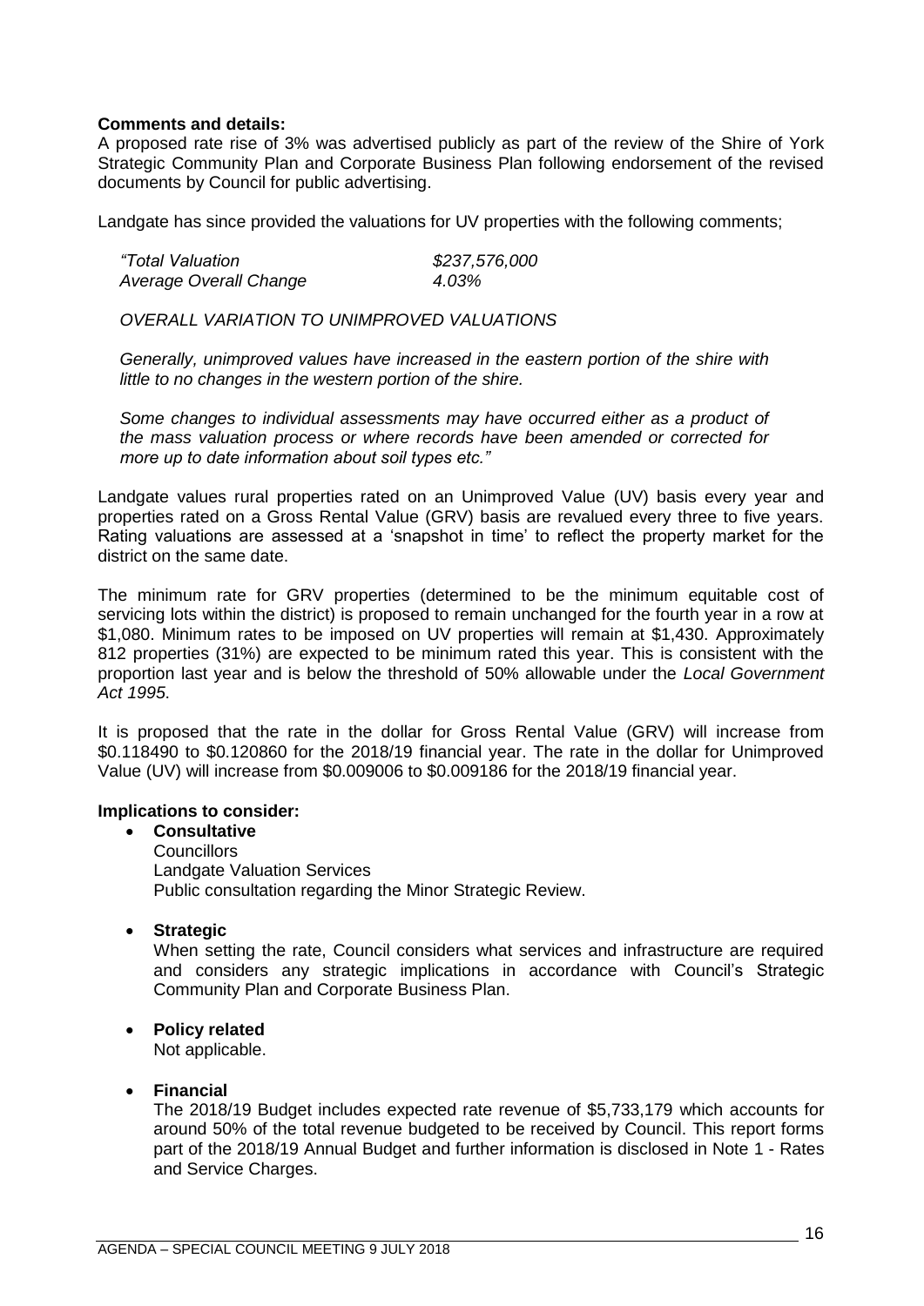**Comments and details:**

A proposed rate rise of 3% was advertised publicly as part of the review of the Shire of York Strategic Community Plan and Corporate Business Plan following endorsement of the revised documents by Council for public advertising.

Landgate has since provided the valuations for UV properties with the following comments;

| | |
|---|---|
| *"Total Valuation* | *$237,576,000* |
| *Average Overall Change* | *4.03%* |

*OVERALL VARIATION TO UNIMPROVED VALUATIONS*

*Generally, unimproved values have increased in the eastern portion of the shire with little to no changes in the western portion of the shire.*

*Some changes to individual assessments may have occurred either as a product of the mass valuation process or where records have been amended or corrected for more up to date information about soil types etc."*

Landgate values rural properties rated on an Unimproved Value (UV) basis every year and properties rated on a Gross Rental Value (GRV) basis are revalued every three to five years. Rating valuations are assessed at a 'snapshot in time' to reflect the property market for the district on the same date.

The minimum rate for GRV properties (determined to be the minimum equitable cost of servicing lots within the district) is proposed to remain unchanged for the fourth year in a row at $1,080. Minimum rates to be imposed on UV properties will remain at $1,430. Approximately 812 properties (31%) are expected to be minimum rated this year. This is consistent with the proportion last year and is below the threshold of 50% allowable under the *Local Government Act 1995*.

It is proposed that the rate in the dollar for Gross Rental Value (GRV) will increase from $0.118490 to $0.120860 for the 2018/19 financial year. The rate in the dollar for Unimproved Value (UV) will increase from $0.009006 to $0.009186 for the 2018/19 financial year.

**Implications to consider:**

- **Consultative**
  Councillors
  Landgate Valuation Services
  Public consultation regarding the Minor Strategic Review.

- **Strategic**
  When setting the rate, Council considers what services and infrastructure are required and considers any strategic implications in accordance with Council's Strategic Community Plan and Corporate Business Plan.

- **Policy related**
  Not applicable.

- **Financial**
  The 2018/19 Budget includes expected rate revenue of $5,733,179 which accounts for around 50% of the total revenue budgeted to be received by Council. This report forms part of the 2018/19 Annual Budget and further information is disclosed in Note 1 - Rates and Service Charges.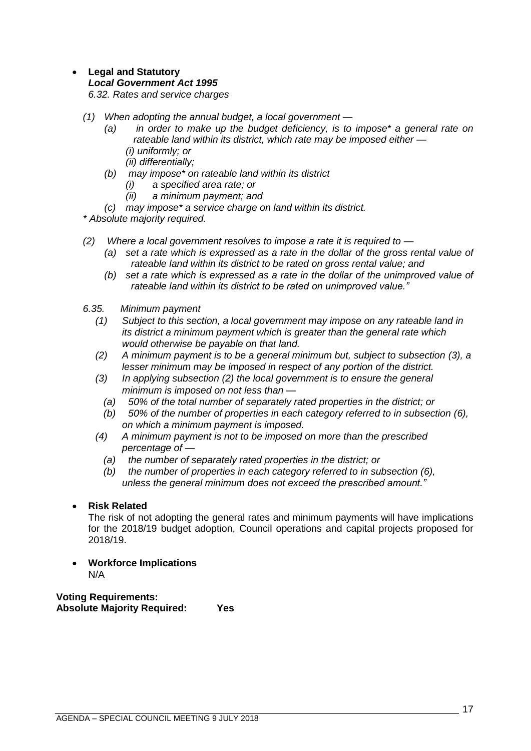- **Legal and Statutory**
  ***Local Government Act 1995***
  *6.32. Rates and service charges*

  *(1) When adopting the annual budget, a local government —*
  *(a) in order to make up the budget deficiency, is to impose* a general rate on rateable land within its district, which rate may be imposed either —*
  *(i) uniformly; or*
  *(ii) differentially;*
  *(b) may impose* on rateable land within its district*
  *(i) a specified area rate; or*
  *(ii) a minimum payment; and*
  *(c) may impose* a service charge on land within its district.*
  ** Absolute majority required.*

  *(2) Where a local government resolves to impose a rate it is required to —*
  *(a) set a rate which is expressed as a rate in the dollar of the gross rental value of rateable land within its district to be rated on gross rental value; and*
  *(b) set a rate which is expressed as a rate in the dollar of the unimproved value of rateable land within its district to be rated on unimproved value."*

  *6.35. Minimum payment*
  *(1) Subject to this section, a local government may impose on any rateable land in its district a minimum payment which is greater than the general rate which would otherwise be payable on that land.*
  *(2) A minimum payment is to be a general minimum but, subject to subsection (3), a lesser minimum may be imposed in respect of any portion of the district.*
  *(3) In applying subsection (2) the local government is to ensure the general minimum is imposed on not less than —*
  *(a) 50% of the total number of separately rated properties in the district; or*
  *(b) 50% of the number of properties in each category referred to in subsection (6), on which a minimum payment is imposed.*
  *(4) A minimum payment is not to be imposed on more than the prescribed percentage of —*
  *(a) the number of separately rated properties in the district; or*
  *(b) the number of properties in each category referred to in subsection (6), unless the general minimum does not exceed the prescribed amount."*

- **Risk Related**
  The risk of not adopting the general rates and minimum payments will have implications for the 2018/19 budget adoption, Council operations and capital projects proposed for 2018/19.

- **Workforce Implications**
  N/A

**Voting Requirements:**
**Absolute Majority Required: Yes**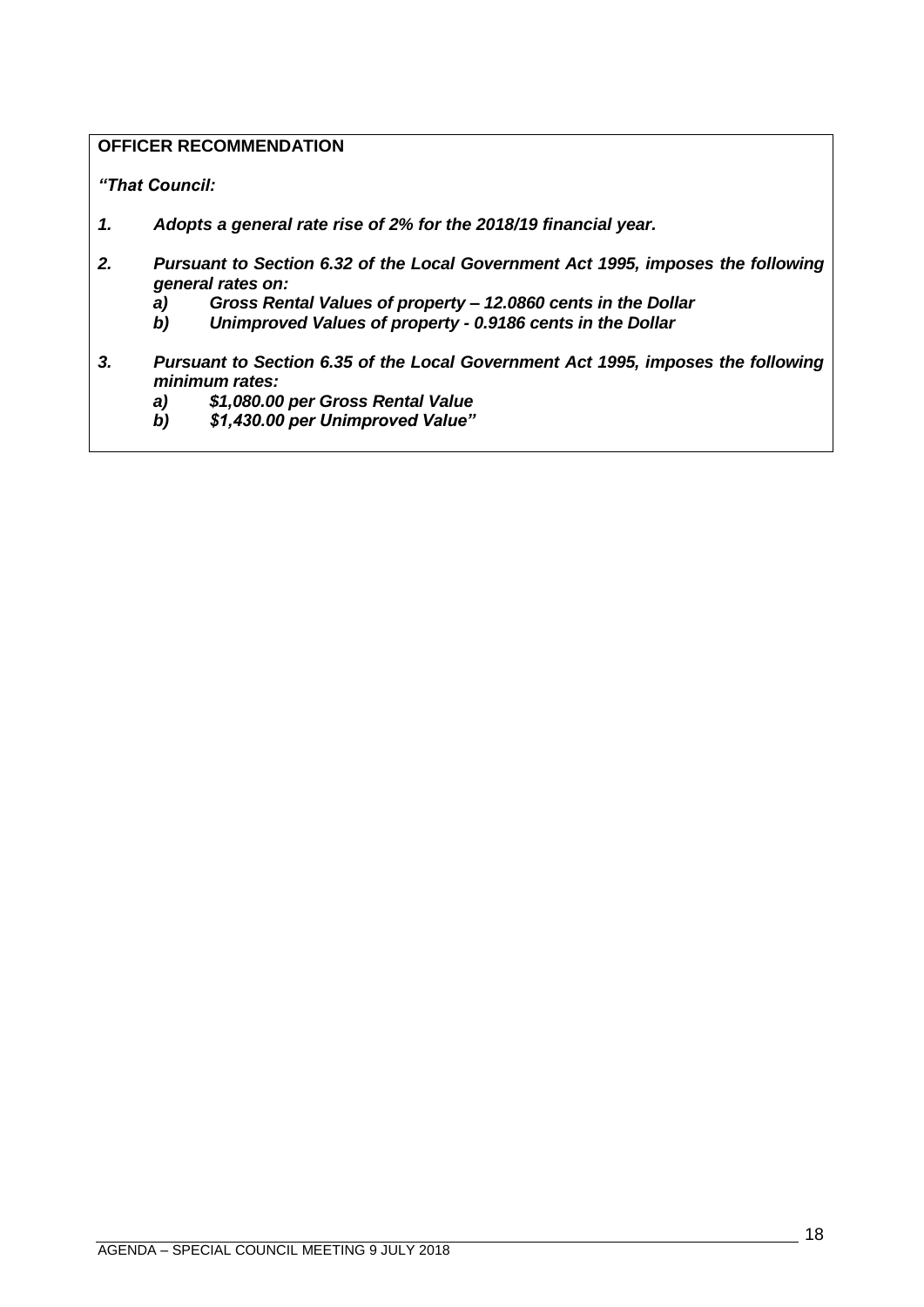**OFFICER RECOMMENDATION**

***"That Council:***

1. ***Adopts a general rate rise of 2% for the 2018/19 financial year.***

2. ***Pursuant to Section 6.32 of the Local Government Act 1995, imposes the following general rates on:***
   a) ***Gross Rental Values of property – 12.0860 cents in the Dollar***
   b) ***Unimproved Values of property - 0.9186 cents in the Dollar***

3. ***Pursuant to Section 6.35 of the Local Government Act 1995, imposes the following minimum rates:***
   a) ***$1,080.00 per Gross Rental Value***
   b) ***$1,430.00 per Unimproved Value"***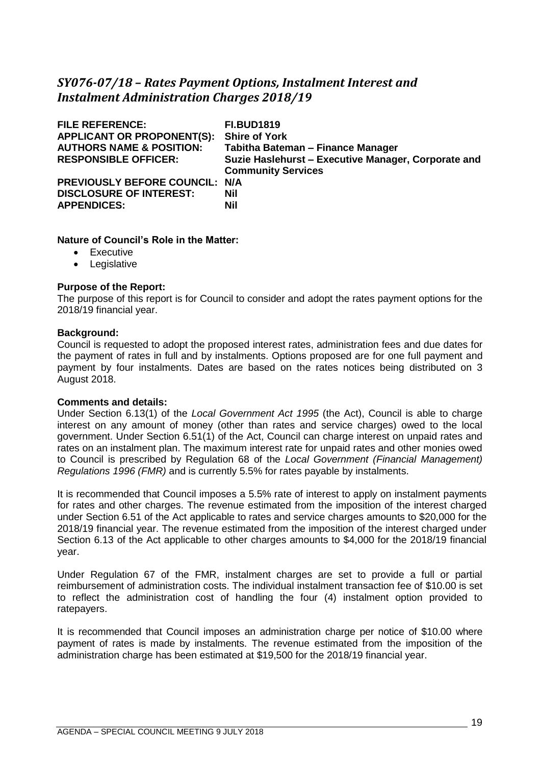## *SY076-07/18 – Rates Payment Options, Instalment Interest and Instalment Administration Charges 2018/19*

**FILE REFERENCE:** **FI.BUD1819**
**APPLICANT OR PROPONENT(S):** **Shire of York**
**AUTHORS NAME & POSITION:** **Tabitha Bateman – Finance Manager**
**RESPONSIBLE OFFICER:** **Suzie Haslehurst – Executive Manager, Corporate and Community Services**
**PREVIOUSLY BEFORE COUNCIL:** **N/A**
**DISCLOSURE OF INTEREST:** **Nil**
**APPENDICES:** **Nil**

**Nature of Council's Role in the Matter:**

- Executive
- Legislative

**Purpose of the Report:**
The purpose of this report is for Council to consider and adopt the rates payment options for the 2018/19 financial year.

**Background:**
Council is requested to adopt the proposed interest rates, administration fees and due dates for the payment of rates in full and by instalments. Options proposed are for one full payment and payment by four instalments. Dates are based on the rates notices being distributed on 3 August 2018.

**Comments and details:**
Under Section 6.13(1) of the *Local Government Act 1995* (the Act), Council is able to charge interest on any amount of money (other than rates and service charges) owed to the local government. Under Section 6.51(1) of the Act, Council can charge interest on unpaid rates and rates on an instalment plan. The maximum interest rate for unpaid rates and other monies owed to Council is prescribed by Regulation 68 of the *Local Government (Financial Management) Regulations 1996 (FMR)* and is currently 5.5% for rates payable by instalments.

It is recommended that Council imposes a 5.5% rate of interest to apply on instalment payments for rates and other charges. The revenue estimated from the imposition of the interest charged under Section 6.51 of the Act applicable to rates and service charges amounts to $20,000 for the 2018/19 financial year. The revenue estimated from the imposition of the interest charged under Section 6.13 of the Act applicable to other charges amounts to $4,000 for the 2018/19 financial year.

Under Regulation 67 of the FMR, instalment charges are set to provide a full or partial reimbursement of administration costs. The individual instalment transaction fee of $10.00 is set to reflect the administration cost of handling the four (4) instalment option provided to ratepayers.

It is recommended that Council imposes an administration charge per notice of $10.00 where payment of rates is made by instalments. The revenue estimated from the imposition of the administration charge has been estimated at $19,500 for the 2018/19 financial year.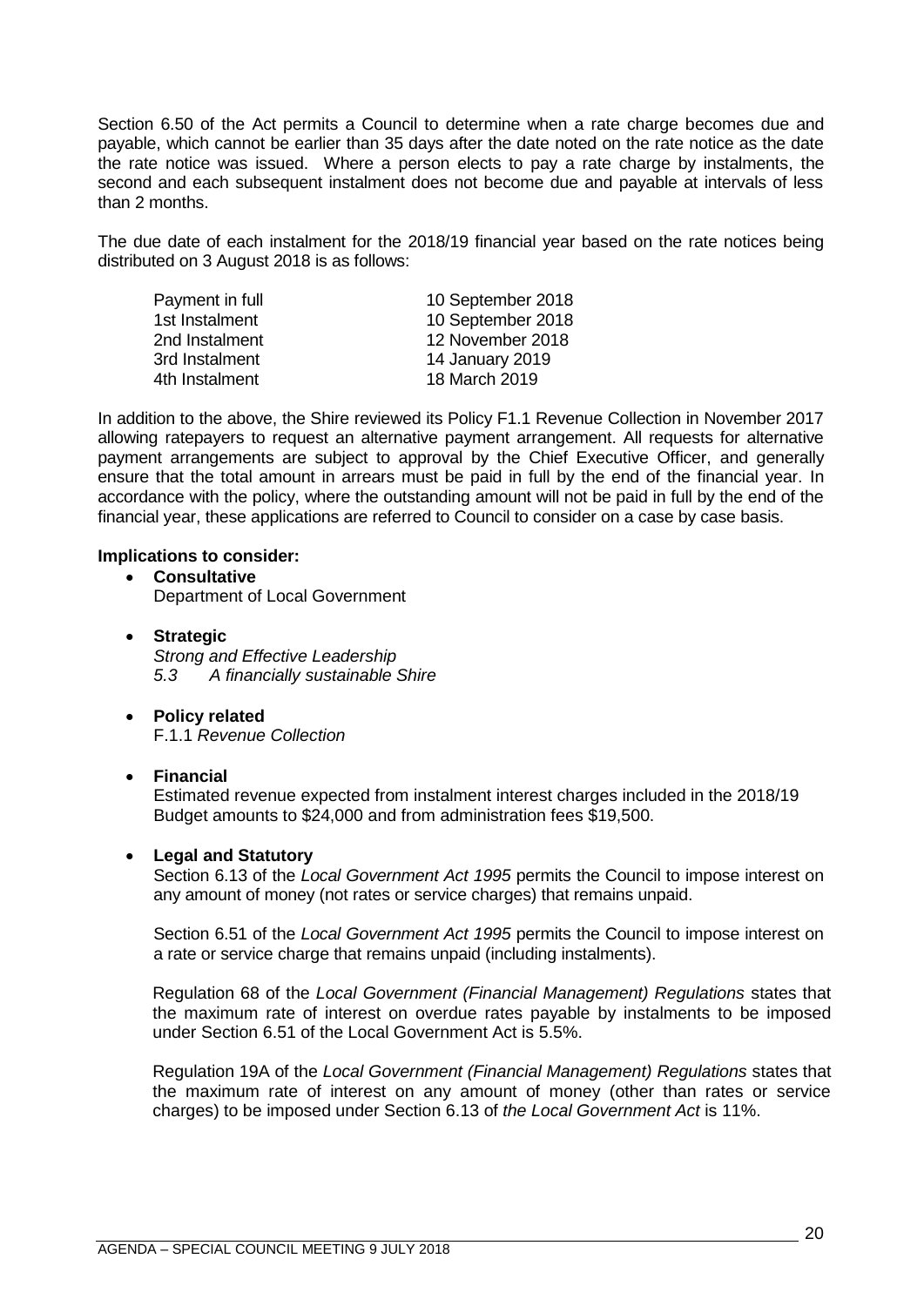Section 6.50 of the Act permits a Council to determine when a rate charge becomes due and payable, which cannot be earlier than 35 days after the date noted on the rate notice as the date the rate notice was issued. Where a person elects to pay a rate charge by instalments, the second and each subsequent instalment does not become due and payable at intervals of less than 2 months.

The due date of each instalment for the 2018/19 financial year based on the rate notices being distributed on 3 August 2018 is as follows:

| | |
|---|---|
| Payment in full | 10 September 2018 |
| 1st Instalment | 10 September 2018 |
| 2nd Instalment | 12 November 2018 |
| 3rd Instalment | 14 January 2019 |
| 4th Instalment | 18 March 2019 |

In addition to the above, the Shire reviewed its Policy F1.1 Revenue Collection in November 2017 allowing ratepayers to request an alternative payment arrangement. All requests for alternative payment arrangements are subject to approval by the Chief Executive Officer, and generally ensure that the total amount in arrears must be paid in full by the end of the financial year. In accordance with the policy, where the outstanding amount will not be paid in full by the end of the financial year, these applications are referred to Council to consider on a case by case basis.

**Implications to consider:**

- **Consultative**
  Department of Local Government

- **Strategic**
  *Strong and Effective Leadership*
  *5.3 A financially sustainable Shire*

- **Policy related**
  F.1.1 *Revenue Collection*

- **Financial**
  Estimated revenue expected from instalment interest charges included in the 2018/19 Budget amounts to $24,000 and from administration fees $19,500.

- **Legal and Statutory**
  Section 6.13 of the *Local Government Act 1995* permits the Council to impose interest on any amount of money (not rates or service charges) that remains unpaid.

  Section 6.51 of the *Local Government Act 1995* permits the Council to impose interest on a rate or service charge that remains unpaid (including instalments).

  Regulation 68 of the *Local Government (Financial Management) Regulations* states that the maximum rate of interest on overdue rates payable by instalments to be imposed under Section 6.51 of the Local Government Act is 5.5%.

  Regulation 19A of the *Local Government (Financial Management) Regulations* states that the maximum rate of interest on any amount of money (other than rates or service charges) to be imposed under Section 6.13 of *the Local Government Act* is 11%.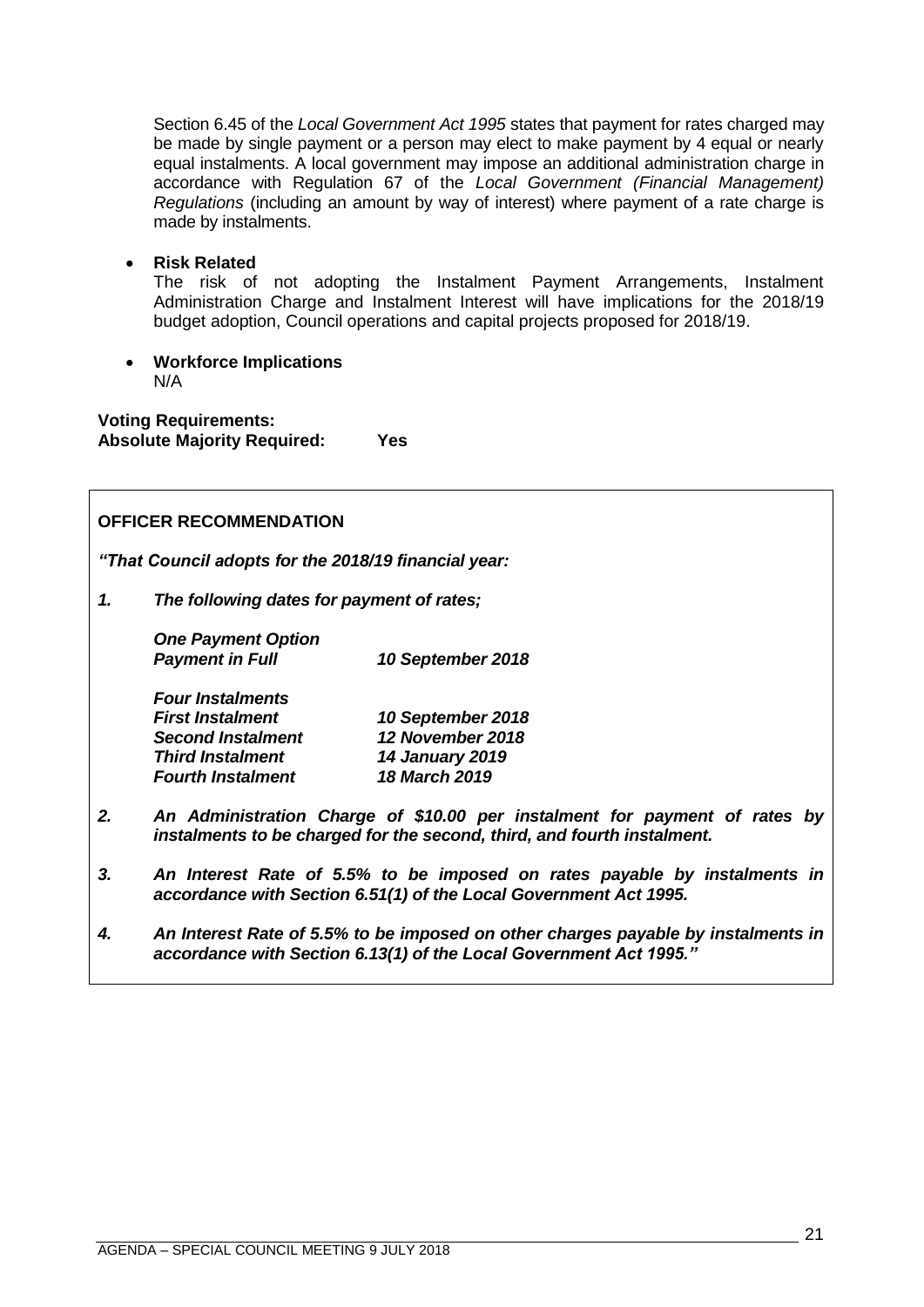Section 6.45 of the *Local Government Act 1995* states that payment for rates charged may be made by single payment or a person may elect to make payment by 4 equal or nearly equal instalments. A local government may impose an additional administration charge in accordance with Regulation 67 of the *Local Government (Financial Management) Regulations* (including an amount by way of interest) where payment of a rate charge is made by instalments.

- **Risk Related**
  The risk of not adopting the Instalment Payment Arrangements, Instalment Administration Charge and Instalment Interest will have implications for the 2018/19 budget adoption, Council operations and capital projects proposed for 2018/19.

- **Workforce Implications**
  N/A

**Voting Requirements:**
**Absolute Majority Required: Yes**

**OFFICER RECOMMENDATION**

***"That Council adopts for the 2018/19 financial year:***

***1. The following dates for payment of rates;***

| | |
|---|---|
| ***One Payment Option*** | |
| ***Payment in Full*** | ***10 September 2018*** |
| | |
| ***Four Instalments*** | |
| ***First Instalment*** | ***10 September 2018*** |
| ***Second Instalment*** | ***12 November 2018*** |
| ***Third Instalment*** | ***14 January 2019*** |
| ***Fourth Instalment*** | ***18 March 2019*** |

***2. An Administration Charge of $10.00 per instalment for payment of rates by instalments to be charged for the second, third, and fourth instalment.***

***3. An Interest Rate of 5.5% to be imposed on rates payable by instalments in accordance with Section 6.51(1) of the Local Government Act 1995.***

***4. An Interest Rate of 5.5% to be imposed on other charges payable by instalments in accordance with Section 6.13(1) of the Local Government Act 1995."***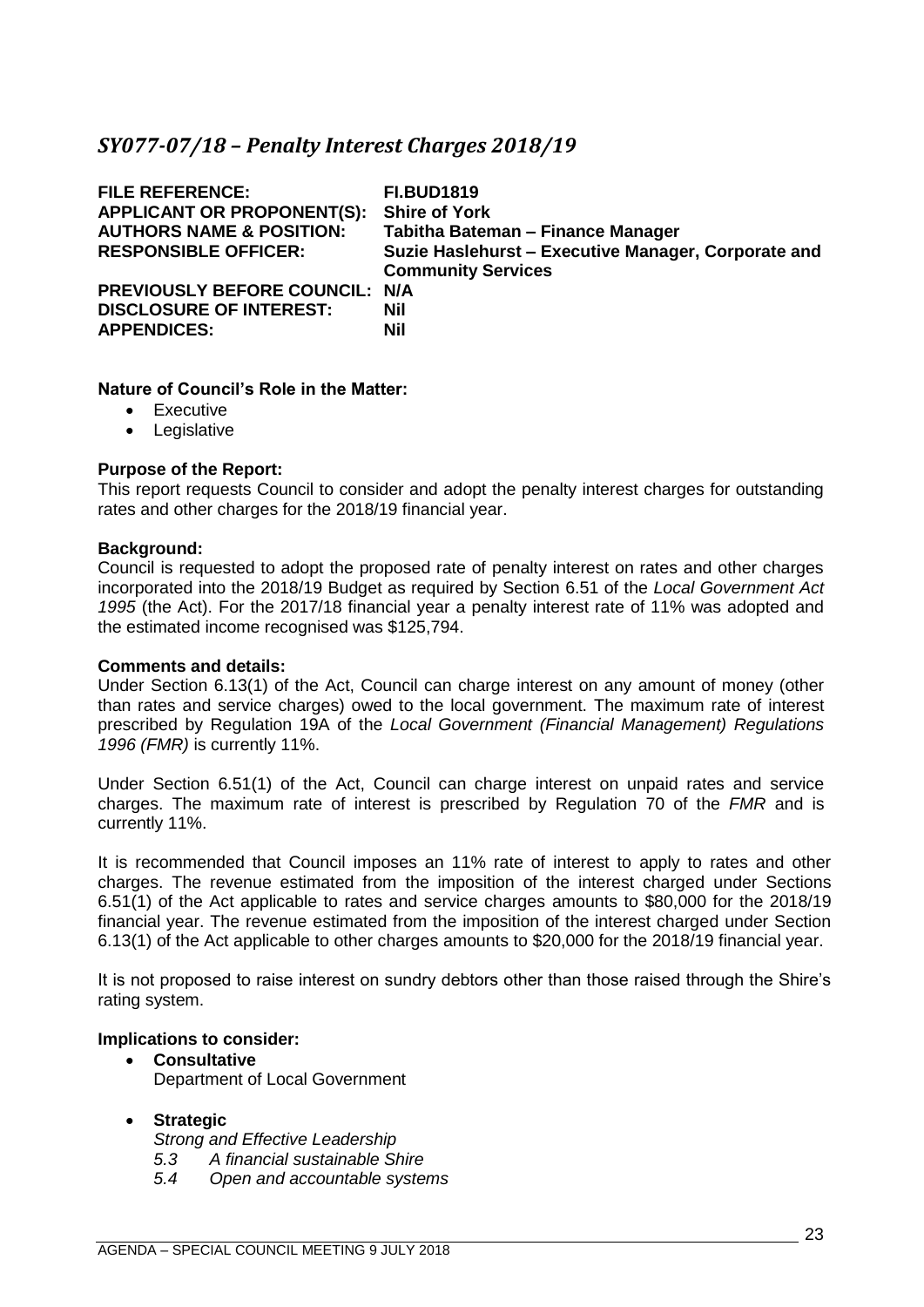## *SY077-07/18 – Penalty Interest Charges 2018/19*

| | |
|---|---|
| **FILE REFERENCE:** | **FI.BUD1819** |
| **APPLICANT OR PROPONENT(S):** | **Shire of York** |
| **AUTHORS NAME & POSITION:** | **Tabitha Bateman – Finance Manager** |
| **RESPONSIBLE OFFICER:** | **Suzie Haslehurst – Executive Manager, Corporate and Community Services** |
| **PREVIOUSLY BEFORE COUNCIL:** | **N/A** |
| **DISCLOSURE OF INTEREST:** | **Nil** |
| **APPENDICES:** | **Nil** |

**Nature of Council's Role in the Matter:**

- Executive
- Legislative

**Purpose of the Report:**

This report requests Council to consider and adopt the penalty interest charges for outstanding rates and other charges for the 2018/19 financial year.

**Background:**

Council is requested to adopt the proposed rate of penalty interest on rates and other charges incorporated into the 2018/19 Budget as required by Section 6.51 of the *Local Government Act 1995* (the Act). For the 2017/18 financial year a penalty interest rate of 11% was adopted and the estimated income recognised was $125,794.

**Comments and details:**

Under Section 6.13(1) of the Act, Council can charge interest on any amount of money (other than rates and service charges) owed to the local government. The maximum rate of interest prescribed by Regulation 19A of the *Local Government (Financial Management) Regulations 1996 (FMR)* is currently 11%.

Under Section 6.51(1) of the Act, Council can charge interest on unpaid rates and service charges. The maximum rate of interest is prescribed by Regulation 70 of the *FMR* and is currently 11%.

It is recommended that Council imposes an 11% rate of interest to apply to rates and other charges. The revenue estimated from the imposition of the interest charged under Sections 6.51(1) of the Act applicable to rates and service charges amounts to $80,000 for the 2018/19 financial year. The revenue estimated from the imposition of the interest charged under Section 6.13(1) of the Act applicable to other charges amounts to $20,000 for the 2018/19 financial year.

It is not proposed to raise interest on sundry debtors other than those raised through the Shire's rating system.

**Implications to consider:**

- **Consultative**
  Department of Local Government

- **Strategic**
  *Strong and Effective Leadership*
  *5.3 A financial sustainable Shire*
  *5.4 Open and accountable systems*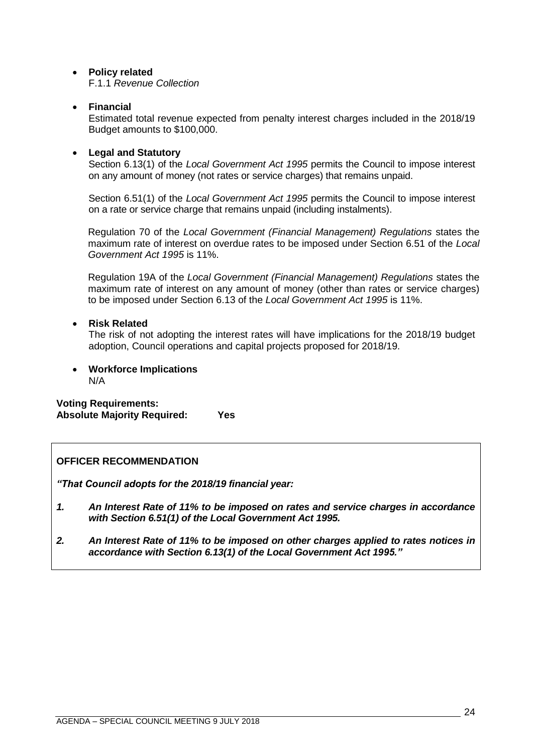- **Policy related**
  F.1.1 *Revenue Collection*

- **Financial**
  Estimated total revenue expected from penalty interest charges included in the 2018/19 Budget amounts to $100,000.

- **Legal and Statutory**
  Section 6.13(1) of the *Local Government Act 1995* permits the Council to impose interest on any amount of money (not rates or service charges) that remains unpaid.

  Section 6.51(1) of the *Local Government Act 1995* permits the Council to impose interest on a rate or service charge that remains unpaid (including instalments).

  Regulation 70 of the *Local Government (Financial Management) Regulations* states the maximum rate of interest on overdue rates to be imposed under Section 6.51 of the *Local Government Act 1995* is 11%.

  Regulation 19A of the *Local Government (Financial Management) Regulations* states the maximum rate of interest on any amount of money (other than rates or service charges) to be imposed under Section 6.13 of the *Local Government Act 1995* is 11%.

- **Risk Related**
  The risk of not adopting the interest rates will have implications for the 2018/19 budget adoption, Council operations and capital projects proposed for 2018/19.

- **Workforce Implications**
  N/A

**Voting Requirements:**
**Absolute Majority Required: Yes**

**OFFICER RECOMMENDATION**

***"That Council adopts for the 2018/19 financial year:***

1. ***An Interest Rate of 11% to be imposed on rates and service charges in accordance with Section 6.51(1) of the Local Government Act 1995.***
2. ***An Interest Rate of 11% to be imposed on other charges applied to rates notices in accordance with Section 6.13(1) of the Local Government Act 1995."***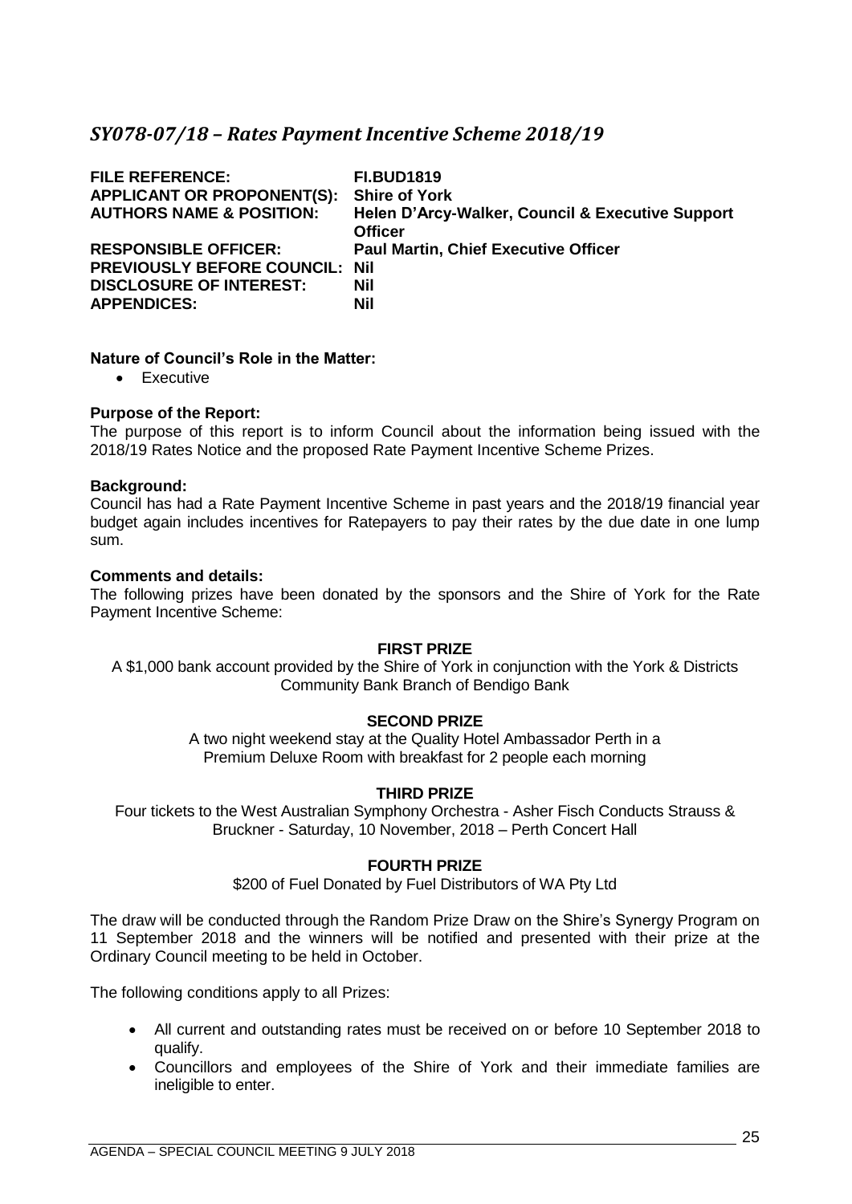## *SY078-07/18 – Rates Payment Incentive Scheme 2018/19*

| | |
|---|---|
| **FILE REFERENCE:** | **FI.BUD1819** |
| **APPLICANT OR PROPONENT(S):** | **Shire of York** |
| **AUTHORS NAME & POSITION:** | **Helen D'Arcy-Walker, Council & Executive Support Officer** |
| **RESPONSIBLE OFFICER:** | **Paul Martin, Chief Executive Officer** |
| **PREVIOUSLY BEFORE COUNCIL:** | **Nil** |
| **DISCLOSURE OF INTEREST:** | **Nil** |
| **APPENDICES:** | **Nil** |

**Nature of Council's Role in the Matter:**

- Executive

**Purpose of the Report:**

The purpose of this report is to inform Council about the information being issued with the 2018/19 Rates Notice and the proposed Rate Payment Incentive Scheme Prizes.

**Background:**

Council has had a Rate Payment Incentive Scheme in past years and the 2018/19 financial year budget again includes incentives for Ratepayers to pay their rates by the due date in one lump sum.

**Comments and details:**

The following prizes have been donated by the sponsors and the Shire of York for the Rate Payment Incentive Scheme:

**FIRST PRIZE**

A $1,000 bank account provided by the Shire of York in conjunction with the York & Districts Community Bank Branch of Bendigo Bank

**SECOND PRIZE**

A two night weekend stay at the Quality Hotel Ambassador Perth in a Premium Deluxe Room with breakfast for 2 people each morning

**THIRD PRIZE**

Four tickets to the West Australian Symphony Orchestra - Asher Fisch Conducts Strauss & Bruckner - Saturday, 10 November, 2018 – Perth Concert Hall

**FOURTH PRIZE**

$200 of Fuel Donated by Fuel Distributors of WA Pty Ltd

The draw will be conducted through the Random Prize Draw on the Shire's Synergy Program on 11 September 2018 and the winners will be notified and presented with their prize at the Ordinary Council meeting to be held in October.

The following conditions apply to all Prizes:

- All current and outstanding rates must be received on or before 10 September 2018 to qualify.
- Councillors and employees of the Shire of York and their immediate families are ineligible to enter.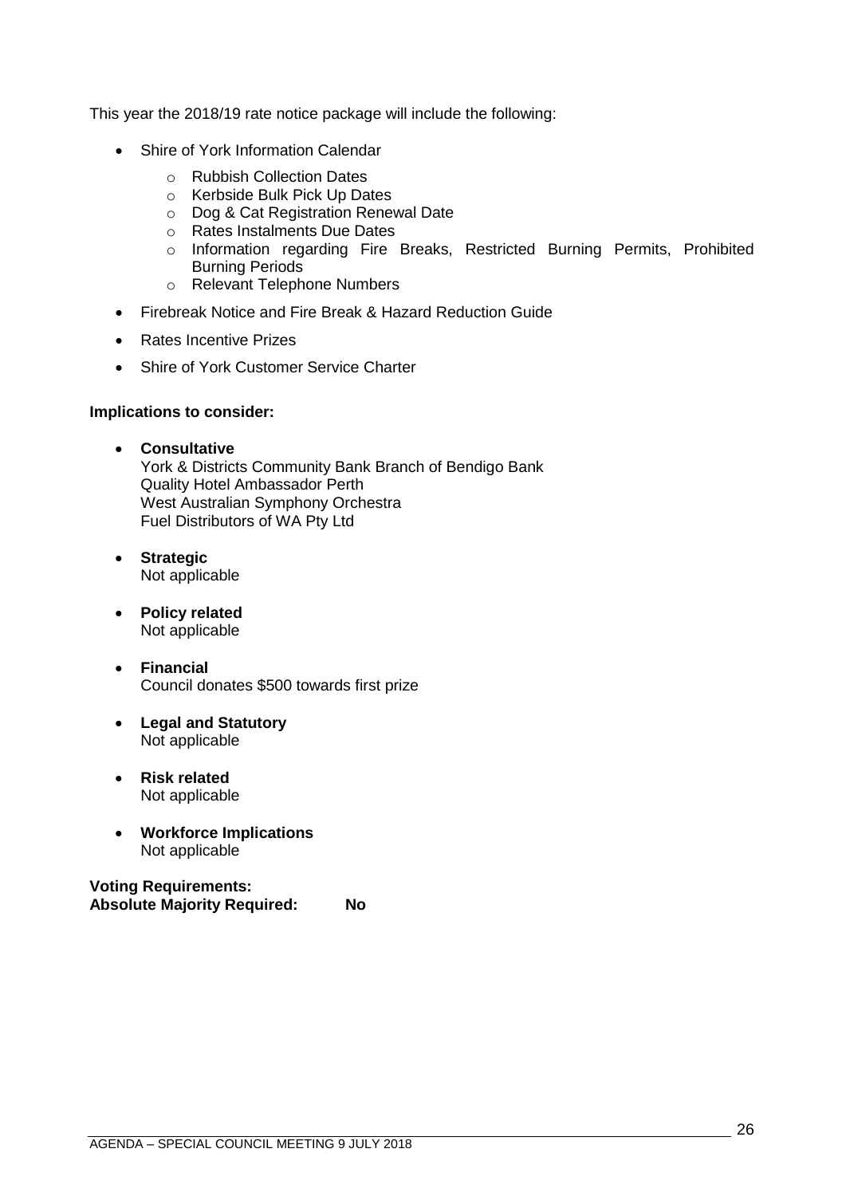This year the 2018/19 rate notice package will include the following:

- Shire of York Information Calendar
  - Rubbish Collection Dates
  - Kerbside Bulk Pick Up Dates
  - Dog & Cat Registration Renewal Date
  - Rates Instalments Due Dates
  - Information regarding Fire Breaks, Restricted Burning Permits, Prohibited Burning Periods
  - Relevant Telephone Numbers
- Firebreak Notice and Fire Break & Hazard Reduction Guide
- Rates Incentive Prizes
- Shire of York Customer Service Charter

**Implications to consider:**

- **Consultative**
  York & Districts Community Bank Branch of Bendigo Bank
  Quality Hotel Ambassador Perth
  West Australian Symphony Orchestra
  Fuel Distributors of WA Pty Ltd
- **Strategic**
  Not applicable
- **Policy related**
  Not applicable
- **Financial**
  Council donates $500 towards first prize
- **Legal and Statutory**
  Not applicable
- **Risk related**
  Not applicable
- **Workforce Implications**
  Not applicable

**Voting Requirements:**
**Absolute Majority Required: No**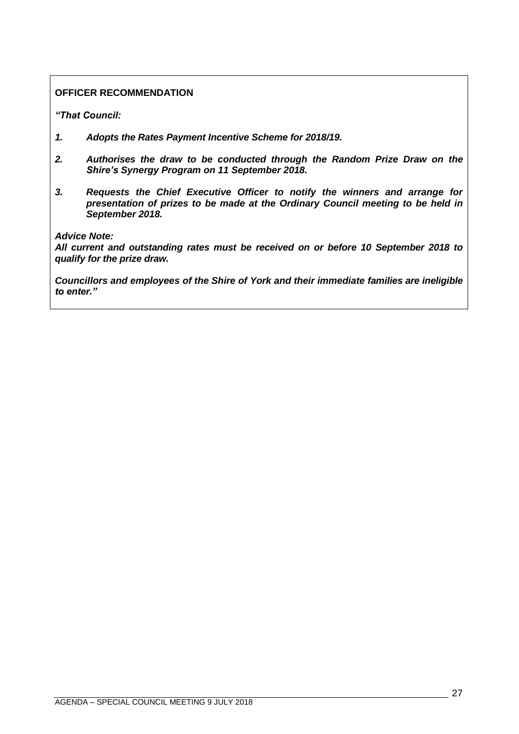**OFFICER RECOMMENDATION**

***"That Council:***

1. ***Adopts the Rates Payment Incentive Scheme for 2018/19.***

2. ***Authorises the draw to be conducted through the Random Prize Draw on the Shire's Synergy Program on 11 September 2018.***

3. ***Requests the Chief Executive Officer to notify the winners and arrange for presentation of prizes to be made at the Ordinary Council meeting to be held in September 2018.***

***Advice Note:***
***All current and outstanding rates must be received on or before 10 September 2018 to qualify for the prize draw.***

***Councillors and employees of the Shire of York and their immediate families are ineligible to enter."***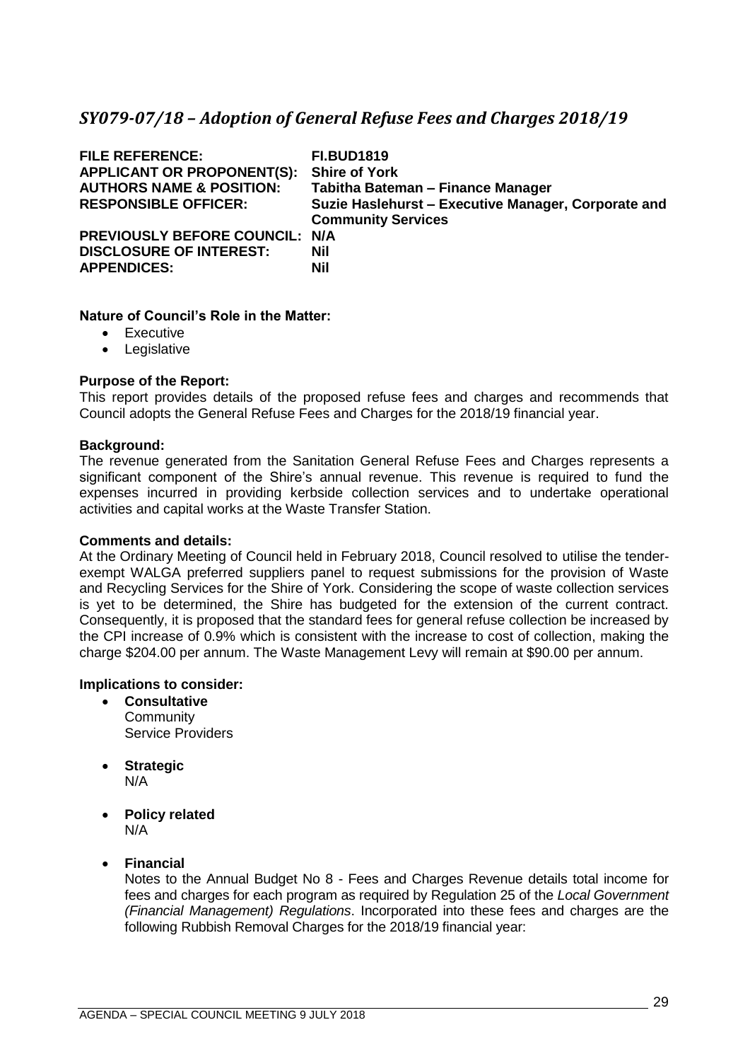## *SY079-07/18 – Adoption of General Refuse Fees and Charges 2018/19*

| | |
|---|---|
| **FILE REFERENCE:** | **FI.BUD1819** |
| **APPLICANT OR PROPONENT(S):** | **Shire of York** |
| **AUTHORS NAME & POSITION:** | **Tabitha Bateman – Finance Manager** |
| **RESPONSIBLE OFFICER:** | **Suzie Haslehurst – Executive Manager, Corporate and Community Services** |
| **PREVIOUSLY BEFORE COUNCIL:** | **N/A** |
| **DISCLOSURE OF INTEREST:** | **Nil** |
| **APPENDICES:** | **Nil** |

**Nature of Council's Role in the Matter:**

- Executive
- Legislative

**Purpose of the Report:**

This report provides details of the proposed refuse fees and charges and recommends that Council adopts the General Refuse Fees and Charges for the 2018/19 financial year.

**Background:**

The revenue generated from the Sanitation General Refuse Fees and Charges represents a significant component of the Shire's annual revenue. This revenue is required to fund the expenses incurred in providing kerbside collection services and to undertake operational activities and capital works at the Waste Transfer Station.

**Comments and details:**

At the Ordinary Meeting of Council held in February 2018, Council resolved to utilise the tender-exempt WALGA preferred suppliers panel to request submissions for the provision of Waste and Recycling Services for the Shire of York. Considering the scope of waste collection services is yet to be determined, the Shire has budgeted for the extension of the current contract. Consequently, it is proposed that the standard fees for general refuse collection be increased by the CPI increase of 0.9% which is consistent with the increase to cost of collection, making the charge $204.00 per annum. The Waste Management Levy will remain at $90.00 per annum.

**Implications to consider:**

- **Consultative**
  Community
  Service Providers

- **Strategic**
  N/A

- **Policy related**
  N/A

- **Financial**
  Notes to the Annual Budget No 8 - Fees and Charges Revenue details total income for fees and charges for each program as required by Regulation 25 of the *Local Government (Financial Management) Regulations*. Incorporated into these fees and charges are the following Rubbish Removal Charges for the 2018/19 financial year: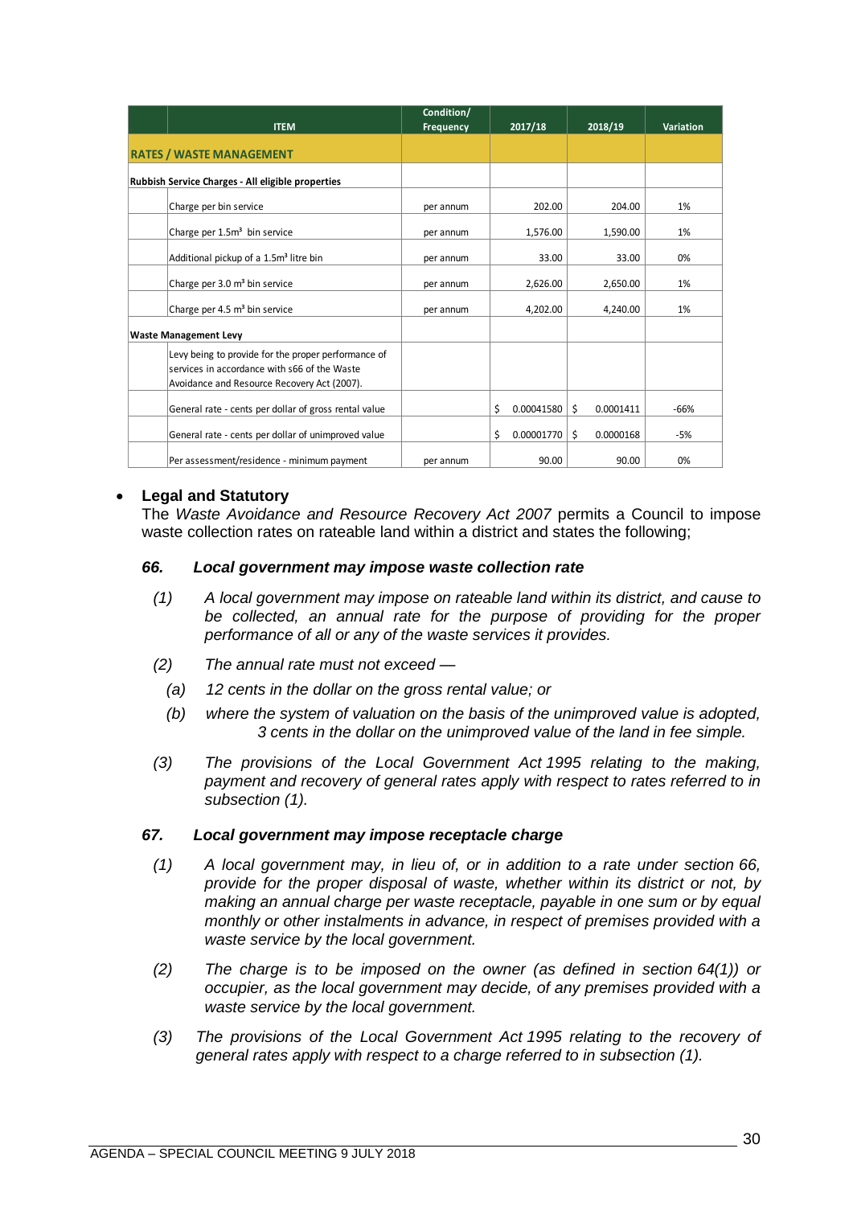| | ITEM | Condition/ Frequency | 2017/18 | 2018/19 | Variation |
|---|---|---|---|---|---|
| **RATES / WASTE MANAGEMENT** | | | | | |
| **Rubbish Service Charges - All eligible properties** | | | | | |
| | Charge per bin service | per annum | 202.00 | 204.00 | 1% |
| | Charge per 1.5m³ bin service | per annum | 1,576.00 | 1,590.00 | 1% |
| | Additional pickup of a 1.5m³ litre bin | per annum | 33.00 | 33.00 | 0% |
| | Charge per 3.0 m³ bin service | per annum | 2,626.00 | 2,650.00 | 1% |
| | Charge per 4.5 m³ bin service | per annum | 4,202.00 | 4,240.00 | 1% |
| **Waste Management Levy** | | | | | |
| | Levy being to provide for the proper performance of services in accordance with s66 of the Waste Avoidance and Resource Recovery Act (2007). | | | | |
| | General rate - cents per dollar of gross rental value | | $ 0.00041580 | $ 0.0001411 | -66% |
| | General rate - cents per dollar of unimproved value | | $ 0.00001770 | $ 0.0000168 | -5% |
| | Per assessment/residence - minimum payment | per annum | 90.00 | 90.00 | 0% |

- **Legal and Statutory**

  The *Waste Avoidance and Resource Recovery Act 2007* permits a Council to impose waste collection rates on rateable land within a district and states the following;

### *66. Local government may impose waste collection rate*

*(1) A local government may impose on rateable land within its district, and cause to be collected, an annual rate for the purpose of providing for the proper performance of all or any of the waste services it provides.*

*(2) The annual rate must not exceed —*

*(a) 12 cents in the dollar on the gross rental value; or*

*(b) where the system of valuation on the basis of the unimproved value is adopted, 3 cents in the dollar on the unimproved value of the land in fee simple.*

*(3) The provisions of the Local Government Act 1995 relating to the making, payment and recovery of general rates apply with respect to rates referred to in subsection (1).*

### *67. Local government may impose receptacle charge*

*(1) A local government may, in lieu of, or in addition to a rate under section 66, provide for the proper disposal of waste, whether within its district or not, by making an annual charge per waste receptacle, payable in one sum or by equal monthly or other instalments in advance, in respect of premises provided with a waste service by the local government.*

*(2) The charge is to be imposed on the owner (as defined in section 64(1)) or occupier, as the local government may decide, of any premises provided with a waste service by the local government.*

*(3) The provisions of the Local Government Act 1995 relating to the recovery of general rates apply with respect to a charge referred to in subsection (1).*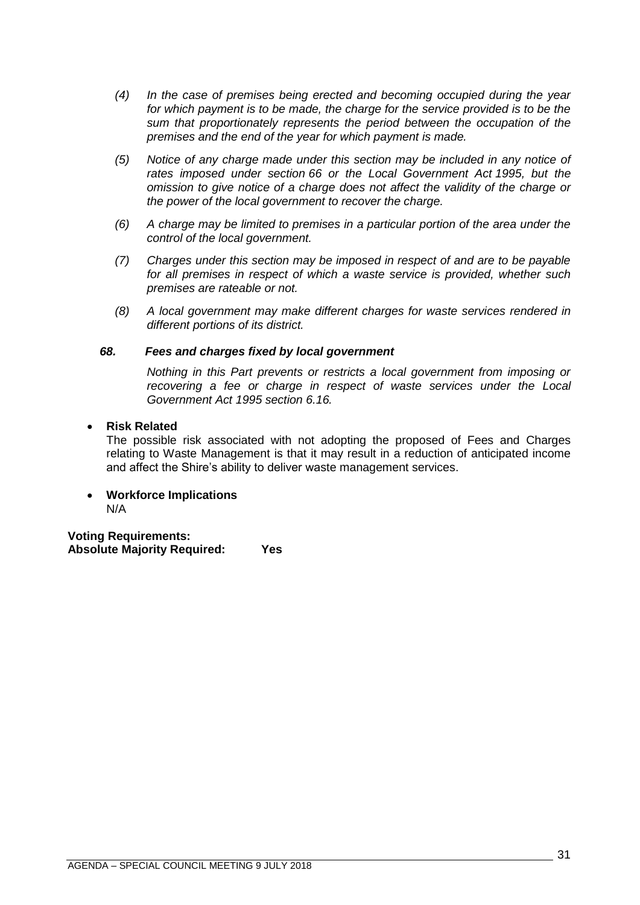*(4) In the case of premises being erected and becoming occupied during the year for which payment is to be made, the charge for the service provided is to be the sum that proportionately represents the period between the occupation of the premises and the end of the year for which payment is made.*

*(5) Notice of any charge made under this section may be included in any notice of rates imposed under section 66 or the Local Government Act 1995, but the omission to give notice of a charge does not affect the validity of the charge or the power of the local government to recover the charge.*

*(6) A charge may be limited to premises in a particular portion of the area under the control of the local government.*

*(7) Charges under this section may be imposed in respect of and are to be payable for all premises in respect of which a waste service is provided, whether such premises are rateable or not.*

*(8) A local government may make different charges for waste services rendered in different portions of its district.*

***68. Fees and charges fixed by local government***

*Nothing in this Part prevents or restricts a local government from imposing or recovering a fee or charge in respect of waste services under the Local Government Act 1995 section 6.16.*

- **Risk Related**
  The possible risk associated with not adopting the proposed of Fees and Charges relating to Waste Management is that it may result in a reduction of anticipated income and affect the Shire's ability to deliver waste management services.

- **Workforce Implications**
  N/A

**Voting Requirements:**
**Absolute Majority Required: Yes**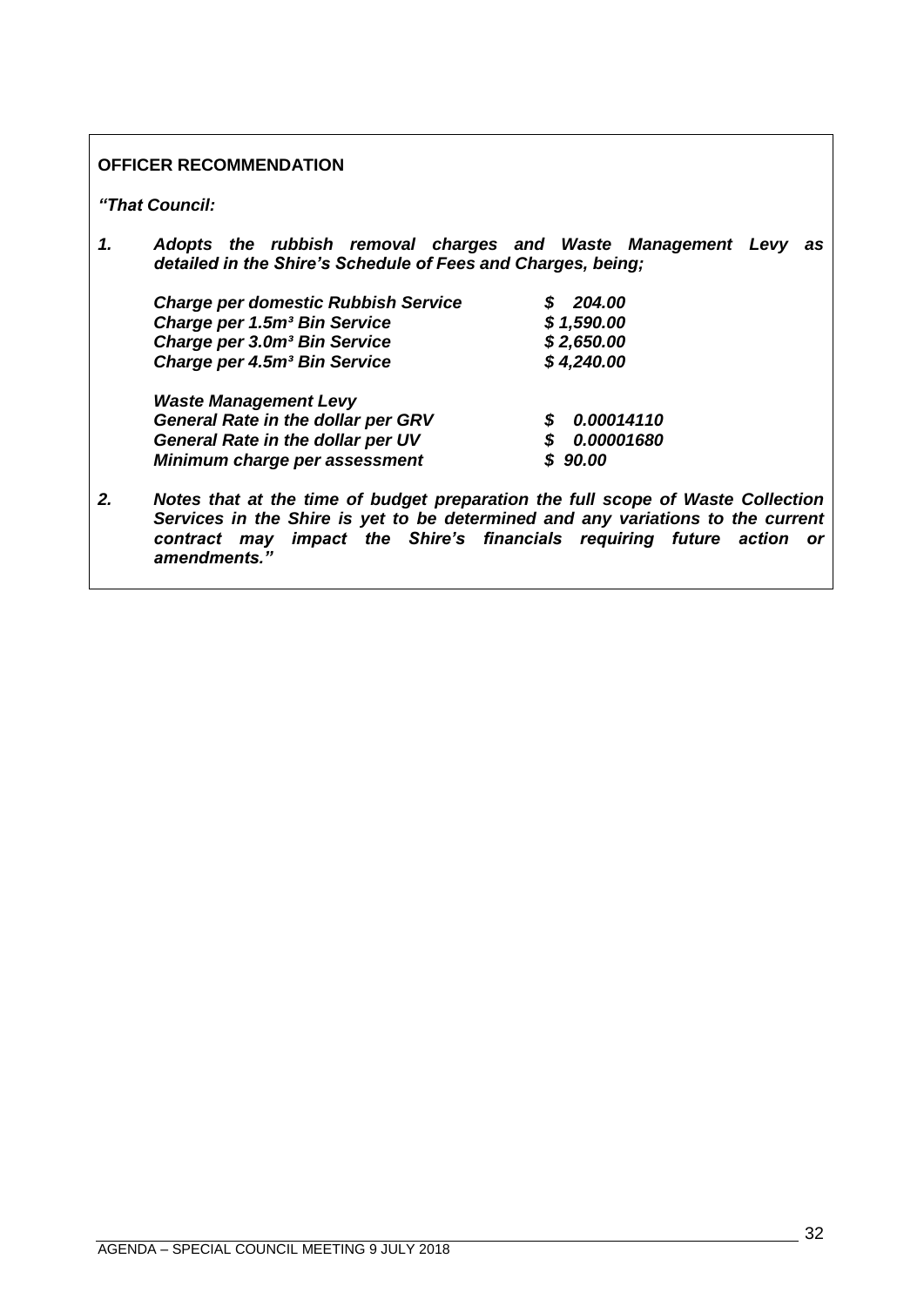**OFFICER RECOMMENDATION**

***"That Council:***

1. ***Adopts the rubbish removal charges and Waste Management Levy as detailed in the Shire's Schedule of Fees and Charges, being;***

| | |
|---|---|
| ***Charge per domestic Rubbish Service*** | ***\$ 204.00*** |
| ***Charge per 1.5m³ Bin Service*** | ***\$ 1,590.00*** |
| ***Charge per 3.0m³ Bin Service*** | ***\$ 2,650.00*** |
| ***Charge per 4.5m³ Bin Service*** | ***\$ 4,240.00*** |
| | |
| ***Waste Management Levy*** | |
| ***General Rate in the dollar per GRV*** | ***\$ 0.00014110*** |
| ***General Rate in the dollar per UV*** | ***\$ 0.00001680*** |
| ***Minimum charge per assessment*** | ***\$ 90.00*** |

2. ***Notes that at the time of budget preparation the full scope of Waste Collection Services in the Shire is yet to be determined and any variations to the current contract may impact the Shire's financials requiring future action or amendments."***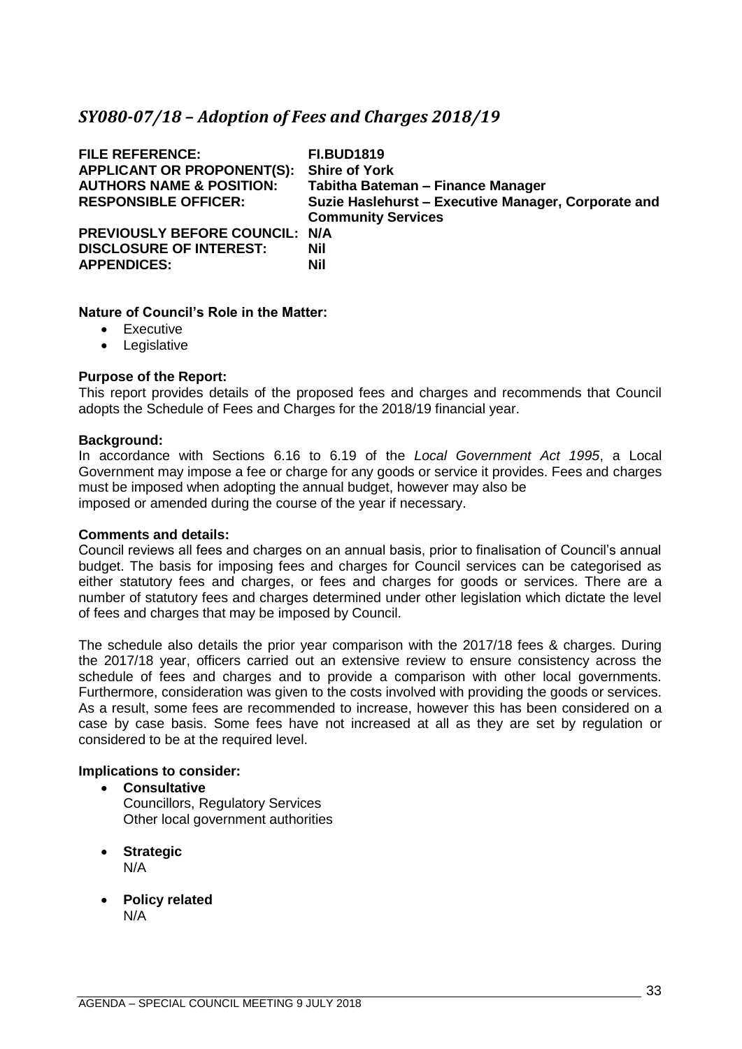## *SY080-07/18 – Adoption of Fees and Charges 2018/19*

| | |
|---|---|
| **FILE REFERENCE:** | **FI.BUD1819** |
| **APPLICANT OR PROPONENT(S):** | **Shire of York** |
| **AUTHORS NAME & POSITION:** | **Tabitha Bateman – Finance Manager** |
| **RESPONSIBLE OFFICER:** | **Suzie Haslehurst – Executive Manager, Corporate and Community Services** |
| **PREVIOUSLY BEFORE COUNCIL:** | **N/A** |
| **DISCLOSURE OF INTEREST:** | **Nil** |
| **APPENDICES:** | **Nil** |

**Nature of Council's Role in the Matter:**

- Executive
- Legislative

**Purpose of the Report:**

This report provides details of the proposed fees and charges and recommends that Council adopts the Schedule of Fees and Charges for the 2018/19 financial year.

**Background:**

In accordance with Sections 6.16 to 6.19 of the *Local Government Act 1995*, a Local Government may impose a fee or charge for any goods or service it provides. Fees and charges must be imposed when adopting the annual budget, however may also be imposed or amended during the course of the year if necessary.

**Comments and details:**

Council reviews all fees and charges on an annual basis, prior to finalisation of Council's annual budget. The basis for imposing fees and charges for Council services can be categorised as either statutory fees and charges, or fees and charges for goods or services. There are a number of statutory fees and charges determined under other legislation which dictate the level of fees and charges that may be imposed by Council.

The schedule also details the prior year comparison with the 2017/18 fees & charges. During the 2017/18 year, officers carried out an extensive review to ensure consistency across the schedule of fees and charges and to provide a comparison with other local governments. Furthermore, consideration was given to the costs involved with providing the goods or services. As a result, some fees are recommended to increase, however this has been considered on a case by case basis. Some fees have not increased at all as they are set by regulation or considered to be at the required level.

**Implications to consider:**

- **Consultative**
  Councillors, Regulatory Services
  Other local government authorities

- **Strategic**
  N/A

- **Policy related**
  N/A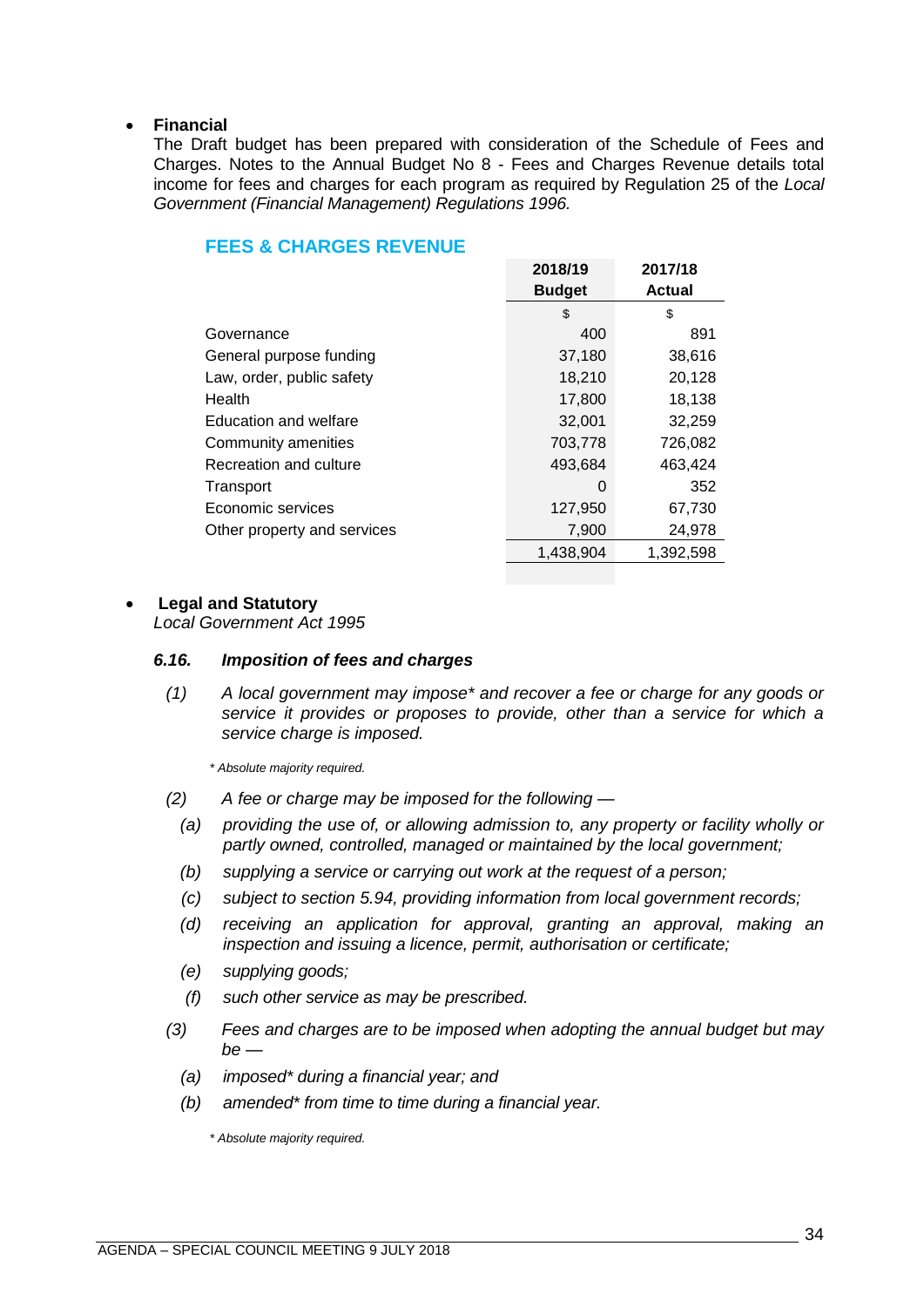- **Financial**
  The Draft budget has been prepared with consideration of the Schedule of Fees and Charges. Notes to the Annual Budget No 8 - Fees and Charges Revenue details total income for fees and charges for each program as required by Regulation 25 of the *Local Government (Financial Management) Regulations 1996.*

## FEES & CHARGES REVENUE

| | 2018/19 Budget | 2017/18 Actual |
|---|---|---|
| | $ | $ |
| Governance | 400 | 891 |
| General purpose funding | 37,180 | 38,616 |
| Law, order, public safety | 18,210 | 20,128 |
| Health | 17,800 | 18,138 |
| Education and welfare | 32,001 | 32,259 |
| Community amenities | 703,778 | 726,082 |
| Recreation and culture | 493,684 | 463,424 |
| Transport | 0 | 352 |
| Economic services | 127,950 | 67,730 |
| Other property and services | 7,900 | 24,978 |
| | 1,438,904 | 1,392,598 |

- **Legal and Statutory**
  *Local Government Act 1995*

***6.16. Imposition of fees and charges***

*(1) A local government may impose\* and recover a fee or charge for any goods or service it provides or proposes to provide, other than a service for which a service charge is imposed.*

*\* Absolute majority required.*

*(2) A fee or charge may be imposed for the following —*

*(a) providing the use of, or allowing admission to, any property or facility wholly or partly owned, controlled, managed or maintained by the local government;*

*(b) supplying a service or carrying out work at the request of a person;*

*(c) subject to section 5.94, providing information from local government records;*

*(d) receiving an application for approval, granting an approval, making an inspection and issuing a licence, permit, authorisation or certificate;*

*(e) supplying goods;*

*(f) such other service as may be prescribed.*

*(3) Fees and charges are to be imposed when adopting the annual budget but may be —*

*(a) imposed\* during a financial year; and*

*(b) amended\* from time to time during a financial year.*

*\* Absolute majority required.*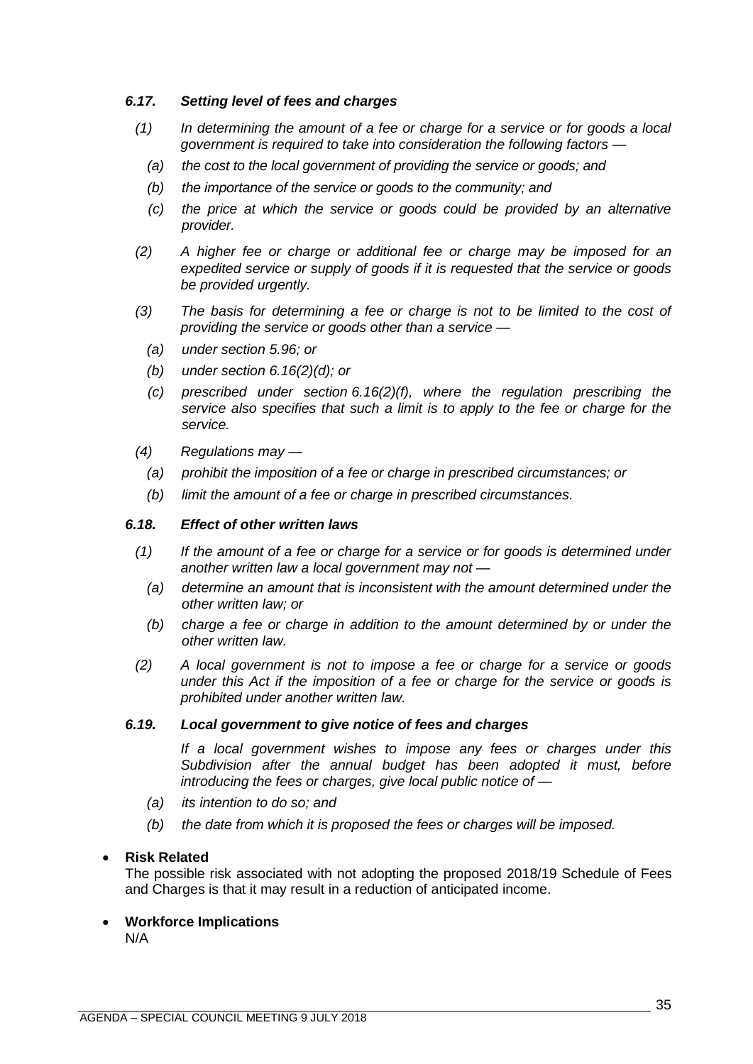#### *6.17. Setting level of fees and charges*

*(1) In determining the amount of a fee or charge for a service or for goods a local government is required to take into consideration the following factors —*

*(a) the cost to the local government of providing the service or goods; and*

*(b) the importance of the service or goods to the community; and*

*(c) the price at which the service or goods could be provided by an alternative provider.*

*(2) A higher fee or charge or additional fee or charge may be imposed for an expedited service or supply of goods if it is requested that the service or goods be provided urgently.*

*(3) The basis for determining a fee or charge is not to be limited to the cost of providing the service or goods other than a service —*

*(a) under section 5.96; or*

*(b) under section 6.16(2)(d); or*

*(c) prescribed under section 6.16(2)(f), where the regulation prescribing the service also specifies that such a limit is to apply to the fee or charge for the service.*

*(4) Regulations may —*

*(a) prohibit the imposition of a fee or charge in prescribed circumstances; or*

*(b) limit the amount of a fee or charge in prescribed circumstances.*

#### *6.18. Effect of other written laws*

*(1) If the amount of a fee or charge for a service or for goods is determined under another written law a local government may not —*

*(a) determine an amount that is inconsistent with the amount determined under the other written law; or*

*(b) charge a fee or charge in addition to the amount determined by or under the other written law.*

*(2) A local government is not to impose a fee or charge for a service or goods under this Act if the imposition of a fee or charge for the service or goods is prohibited under another written law.*

#### *6.19. Local government to give notice of fees and charges*

*If a local government wishes to impose any fees or charges under this Subdivision after the annual budget has been adopted it must, before introducing the fees or charges, give local public notice of —*

*(a) its intention to do so; and*

*(b) the date from which it is proposed the fees or charges will be imposed.*

- **Risk Related**
  The possible risk associated with not adopting the proposed 2018/19 Schedule of Fees and Charges is that it may result in a reduction of anticipated income.

- **Workforce Implications**
  N/A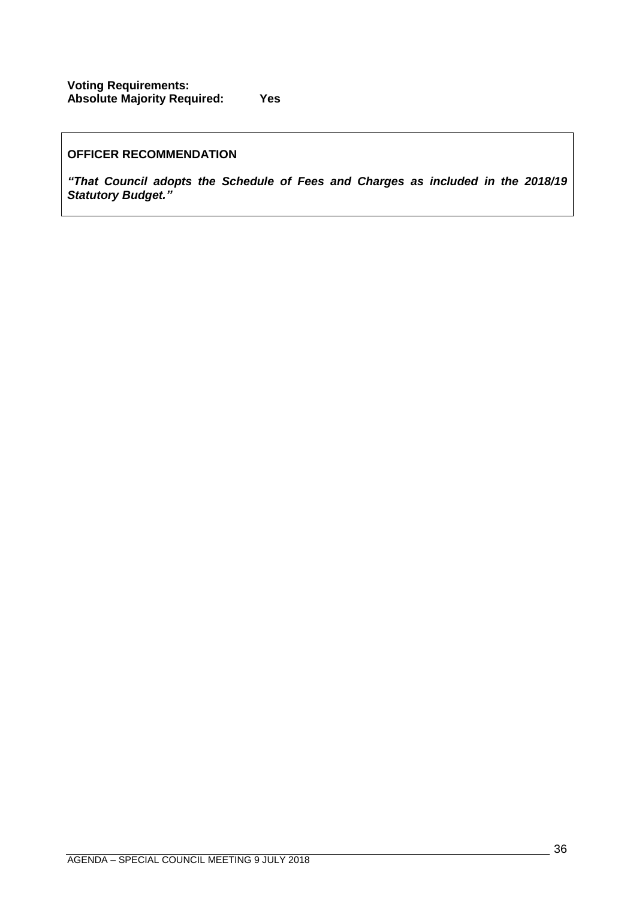**Voting Requirements:**
**Absolute Majority Required: Yes**

**OFFICER RECOMMENDATION**

***"That Council adopts the Schedule of Fees and Charges as included in the 2018/19 Statutory Budget."***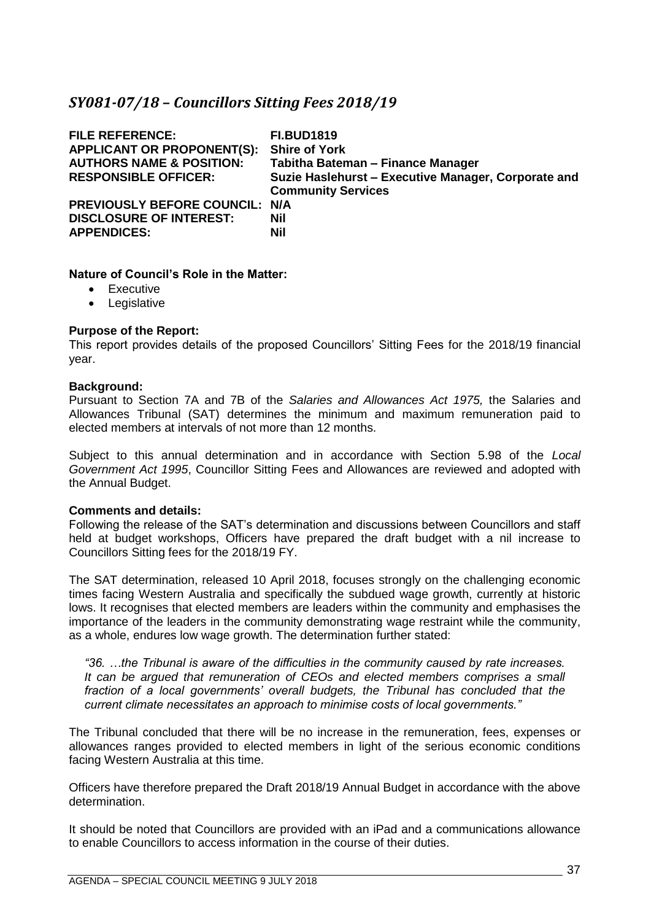## *SY081-07/18 – Councillors Sitting Fees 2018/19*

| | |
|---|---|
| **FILE REFERENCE:** | **FI.BUD1819** |
| **APPLICANT OR PROPONENT(S):** | **Shire of York** |
| **AUTHORS NAME & POSITION:** | **Tabitha Bateman – Finance Manager** |
| **RESPONSIBLE OFFICER:** | **Suzie Haslehurst – Executive Manager, Corporate and Community Services** |
| **PREVIOUSLY BEFORE COUNCIL:** | **N/A** |
| **DISCLOSURE OF INTEREST:** | **Nil** |
| **APPENDICES:** | **Nil** |

**Nature of Council's Role in the Matter:**

- Executive
- Legislative

**Purpose of the Report:**

This report provides details of the proposed Councillors' Sitting Fees for the 2018/19 financial year.

**Background:**

Pursuant to Section 7A and 7B of the *Salaries and Allowances Act 1975,* the Salaries and Allowances Tribunal (SAT) determines the minimum and maximum remuneration paid to elected members at intervals of not more than 12 months.

Subject to this annual determination and in accordance with Section 5.98 of the *Local Government Act 1995*, Councillor Sitting Fees and Allowances are reviewed and adopted with the Annual Budget.

**Comments and details:**

Following the release of the SAT's determination and discussions between Councillors and staff held at budget workshops, Officers have prepared the draft budget with a nil increase to Councillors Sitting fees for the 2018/19 FY.

The SAT determination, released 10 April 2018, focuses strongly on the challenging economic times facing Western Australia and specifically the subdued wage growth, currently at historic lows. It recognises that elected members are leaders within the community and emphasises the importance of the leaders in the community demonstrating wage restraint while the community, as a whole, endures low wage growth. The determination further stated:

> *"36. …the Tribunal is aware of the difficulties in the community caused by rate increases. It can be argued that remuneration of CEOs and elected members comprises a small fraction of a local governments' overall budgets, the Tribunal has concluded that the current climate necessitates an approach to minimise costs of local governments."*

The Tribunal concluded that there will be no increase in the remuneration, fees, expenses or allowances ranges provided to elected members in light of the serious economic conditions facing Western Australia at this time.

Officers have therefore prepared the Draft 2018/19 Annual Budget in accordance with the above determination.

It should be noted that Councillors are provided with an iPad and a communications allowance to enable Councillors to access information in the course of their duties.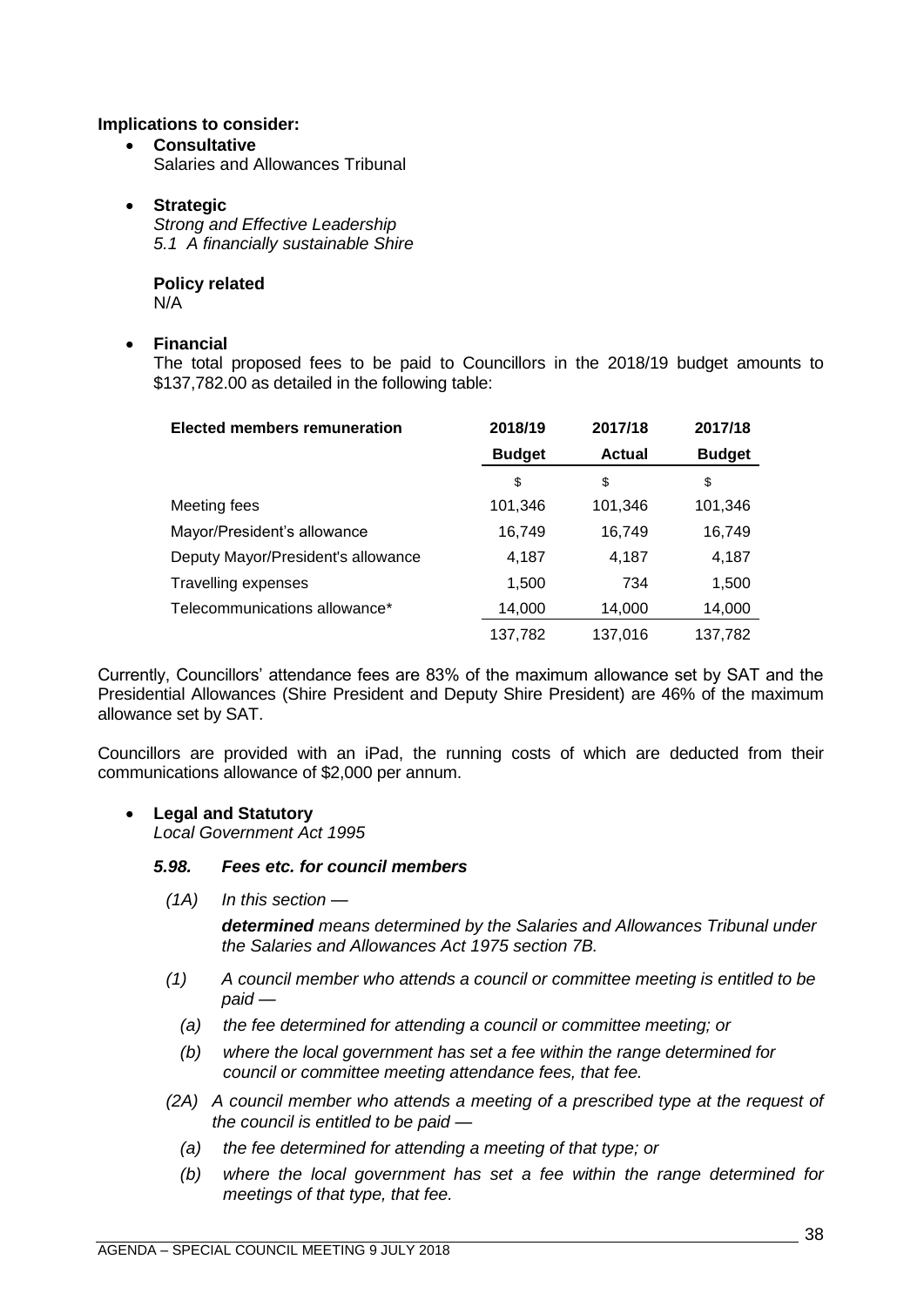**Implications to consider:**

- **Consultative**
  Salaries and Allowances Tribunal

- **Strategic**
  *Strong and Effective Leadership*
  *5.1 A financially sustainable Shire*

  **Policy related**
  N/A

- **Financial**
  The total proposed fees to be paid to Councillors in the 2018/19 budget amounts to $137,782.00 as detailed in the following table:

| Elected members remuneration | 2018/19 Budget | 2017/18 Actual | 2017/18 Budget |
|---|---|---|---|
| | $ | $ | $ |
| Meeting fees | 101,346 | 101,346 | 101,346 |
| Mayor/President's allowance | 16,749 | 16,749 | 16,749 |
| Deputy Mayor/President's allowance | 4,187 | 4,187 | 4,187 |
| Travelling expenses | 1,500 | 734 | 1,500 |
| Telecommunications allowance* | 14,000 | 14,000 | 14,000 |
| | 137,782 | 137,016 | 137,782 |

Currently, Councillors' attendance fees are 83% of the maximum allowance set by SAT and the Presidential Allowances (Shire President and Deputy Shire President) are 46% of the maximum allowance set by SAT.

Councillors are provided with an iPad, the running costs of which are deducted from their communications allowance of $2,000 per annum.

- **Legal and Statutory**
  *Local Government Act 1995*

### *5.98. Fees etc. for council members*

*(1A) In this section —*

*__determined__ means determined by the Salaries and Allowances Tribunal under the Salaries and Allowances Act 1975 section 7B.*

*(1) A council member who attends a council or committee meeting is entitled to be paid —*

*(a) the fee determined for attending a council or committee meeting; or*

*(b) where the local government has set a fee within the range determined for council or committee meeting attendance fees, that fee.*

*(2A) A council member who attends a meeting of a prescribed type at the request of the council is entitled to be paid —*

*(a) the fee determined for attending a meeting of that type; or*

*(b) where the local government has set a fee within the range determined for meetings of that type, that fee.*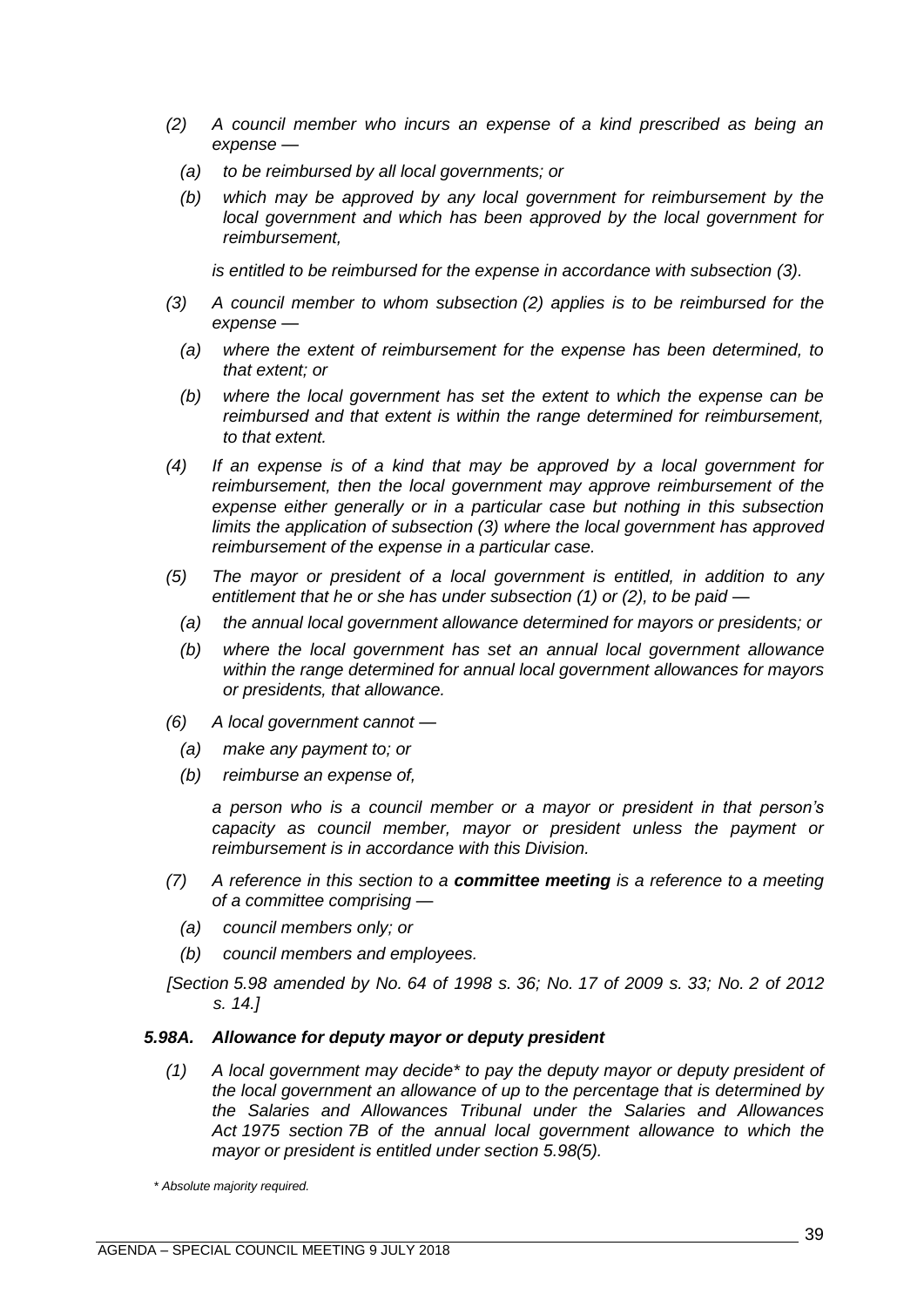*(2) A council member who incurs an expense of a kind prescribed as being an expense —*

*(a) to be reimbursed by all local governments; or*

*(b) which may be approved by any local government for reimbursement by the local government and which has been approved by the local government for reimbursement,*

*is entitled to be reimbursed for the expense in accordance with subsection (3).*

*(3) A council member to whom subsection (2) applies is to be reimbursed for the expense —*

*(a) where the extent of reimbursement for the expense has been determined, to that extent; or*

*(b) where the local government has set the extent to which the expense can be reimbursed and that extent is within the range determined for reimbursement, to that extent.*

*(4) If an expense is of a kind that may be approved by a local government for reimbursement, then the local government may approve reimbursement of the expense either generally or in a particular case but nothing in this subsection limits the application of subsection (3) where the local government has approved reimbursement of the expense in a particular case.*

*(5) The mayor or president of a local government is entitled, in addition to any entitlement that he or she has under subsection (1) or (2), to be paid —*

*(a) the annual local government allowance determined for mayors or presidents; or*

*(b) where the local government has set an annual local government allowance within the range determined for annual local government allowances for mayors or presidents, that allowance.*

*(6) A local government cannot —*

*(a) make any payment to; or*

*(b) reimburse an expense of,*

*a person who is a council member or a mayor or president in that person's capacity as council member, mayor or president unless the payment or reimbursement is in accordance with this Division.*

*(7) A reference in this section to a **committee meeting** is a reference to a meeting of a committee comprising —*

*(a) council members only; or*

*(b) council members and employees.*

*[Section 5.98 amended by No. 64 of 1998 s. 36; No. 17 of 2009 s. 33; No. 2 of 2012 s. 14.]*

### *5.98A. Allowance for deputy mayor or deputy president*

*(1) A local government may decide\* to pay the deputy mayor or deputy president of the local government an allowance of up to the percentage that is determined by the Salaries and Allowances Tribunal under the Salaries and Allowances Act 1975 section 7B of the annual local government allowance to which the mayor or president is entitled under section 5.98(5).*

*\* Absolute majority required.*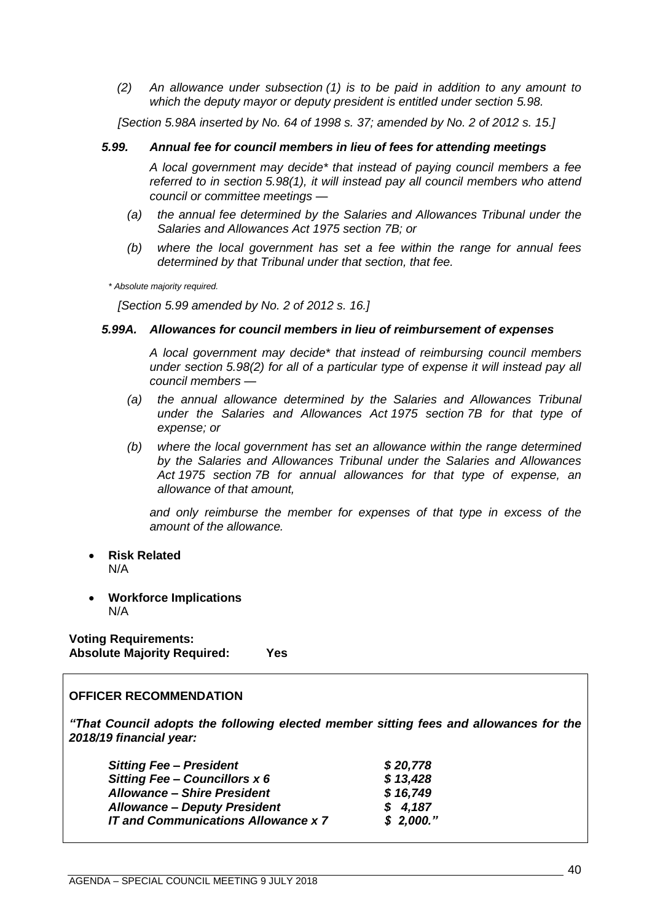*(2) An allowance under subsection (1) is to be paid in addition to any amount to which the deputy mayor or deputy president is entitled under section 5.98.*

*[Section 5.98A inserted by No. 64 of 1998 s. 37; amended by No. 2 of 2012 s. 15.]*

### *5.99. Annual fee for council members in lieu of fees for attending meetings*

*A local government may decide\* that instead of paying council members a fee referred to in section 5.98(1), it will instead pay all council members who attend council or committee meetings —*

*(a) the annual fee determined by the Salaries and Allowances Tribunal under the Salaries and Allowances Act 1975 section 7B; or*

*(b) where the local government has set a fee within the range for annual fees determined by that Tribunal under that section, that fee.*

*\* Absolute majority required.*

*[Section 5.99 amended by No. 2 of 2012 s. 16.]*

### *5.99A. Allowances for council members in lieu of reimbursement of expenses*

*A local government may decide\* that instead of reimbursing council members under section 5.98(2) for all of a particular type of expense it will instead pay all council members —*

*(a) the annual allowance determined by the Salaries and Allowances Tribunal under the Salaries and Allowances Act 1975 section 7B for that type of expense; or*

*(b) where the local government has set an allowance within the range determined by the Salaries and Allowances Tribunal under the Salaries and Allowances Act 1975 section 7B for annual allowances for that type of expense, an allowance of that amount,*

*and only reimburse the member for expenses of that type in excess of the amount of the allowance.*

- **Risk Related**
  N/A

- **Workforce Implications**
  N/A

**Voting Requirements:**
**Absolute Majority Required: Yes**

**OFFICER RECOMMENDATION**

***"That Council adopts the following elected member sitting fees and allowances for the 2018/19 financial year:***

| | |
|---|---|
| ***Sitting Fee – President*** | ***$ 20,778*** |
| ***Sitting Fee – Councillors x 6*** | ***$ 13,428*** |
| ***Allowance – Shire President*** | ***$ 16,749*** |
| ***Allowance – Deputy President*** | ***$ 4,187*** |
| ***IT and Communications Allowance x 7*** | ***$ 2,000."*** |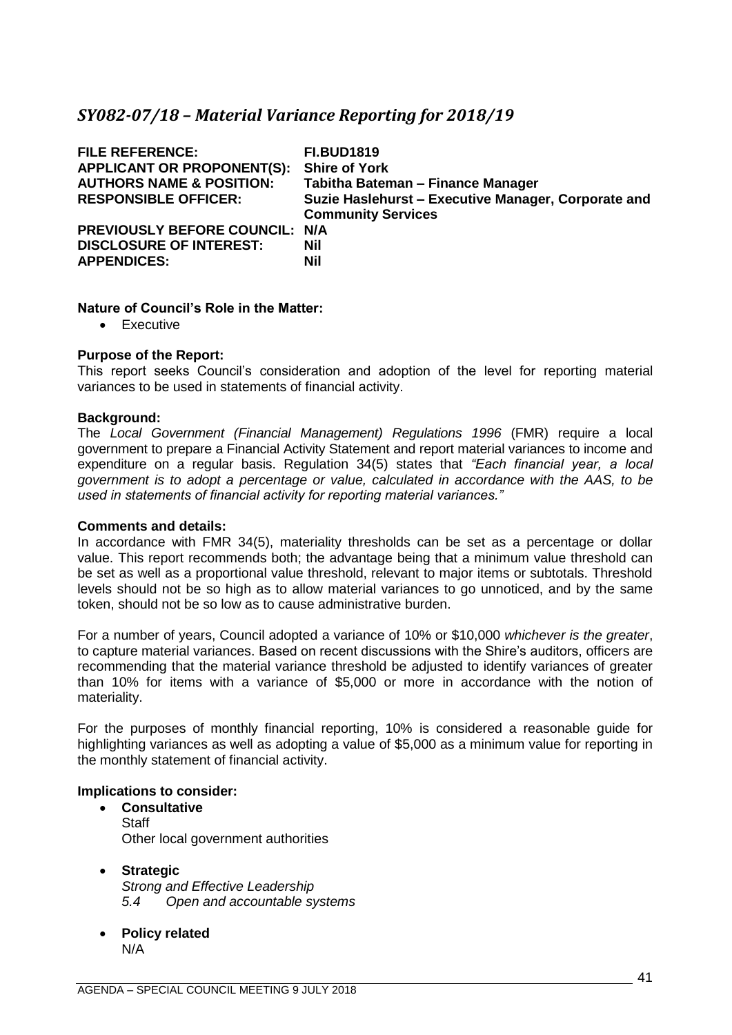## *SY082-07/18 – Material Variance Reporting for 2018/19*

| | |
|---|---|
| **FILE REFERENCE:** | **FI.BUD1819** |
| **APPLICANT OR PROPONENT(S):** | **Shire of York** |
| **AUTHORS NAME & POSITION:** | **Tabitha Bateman – Finance Manager** |
| **RESPONSIBLE OFFICER:** | **Suzie Haslehurst – Executive Manager, Corporate and Community Services** |
| **PREVIOUSLY BEFORE COUNCIL:** | **N/A** |
| **DISCLOSURE OF INTEREST:** | **Nil** |
| **APPENDICES:** | **Nil** |

**Nature of Council's Role in the Matter:**

- Executive

**Purpose of the Report:**

This report seeks Council's consideration and adoption of the level for reporting material variances to be used in statements of financial activity.

**Background:**

The *Local Government (Financial Management) Regulations 1996* (FMR) require a local government to prepare a Financial Activity Statement and report material variances to income and expenditure on a regular basis. Regulation 34(5) states that *"Each financial year, a local government is to adopt a percentage or value, calculated in accordance with the AAS, to be used in statements of financial activity for reporting material variances."*

**Comments and details:**

In accordance with FMR 34(5), materiality thresholds can be set as a percentage or dollar value. This report recommends both; the advantage being that a minimum value threshold can be set as well as a proportional value threshold, relevant to major items or subtotals. Threshold levels should not be so high as to allow material variances to go unnoticed, and by the same token, should not be so low as to cause administrative burden.

For a number of years, Council adopted a variance of 10% or $10,000 *whichever is the greater*, to capture material variances. Based on recent discussions with the Shire's auditors, officers are recommending that the material variance threshold be adjusted to identify variances of greater than 10% for items with a variance of $5,000 or more in accordance with the notion of materiality.

For the purposes of monthly financial reporting, 10% is considered a reasonable guide for highlighting variances as well as adopting a value of $5,000 as a minimum value for reporting in the monthly statement of financial activity.

**Implications to consider:**

- **Consultative**
  Staff
  Other local government authorities

- **Strategic**
  *Strong and Effective Leadership*
  *5.4 Open and accountable systems*

- **Policy related**
  N/A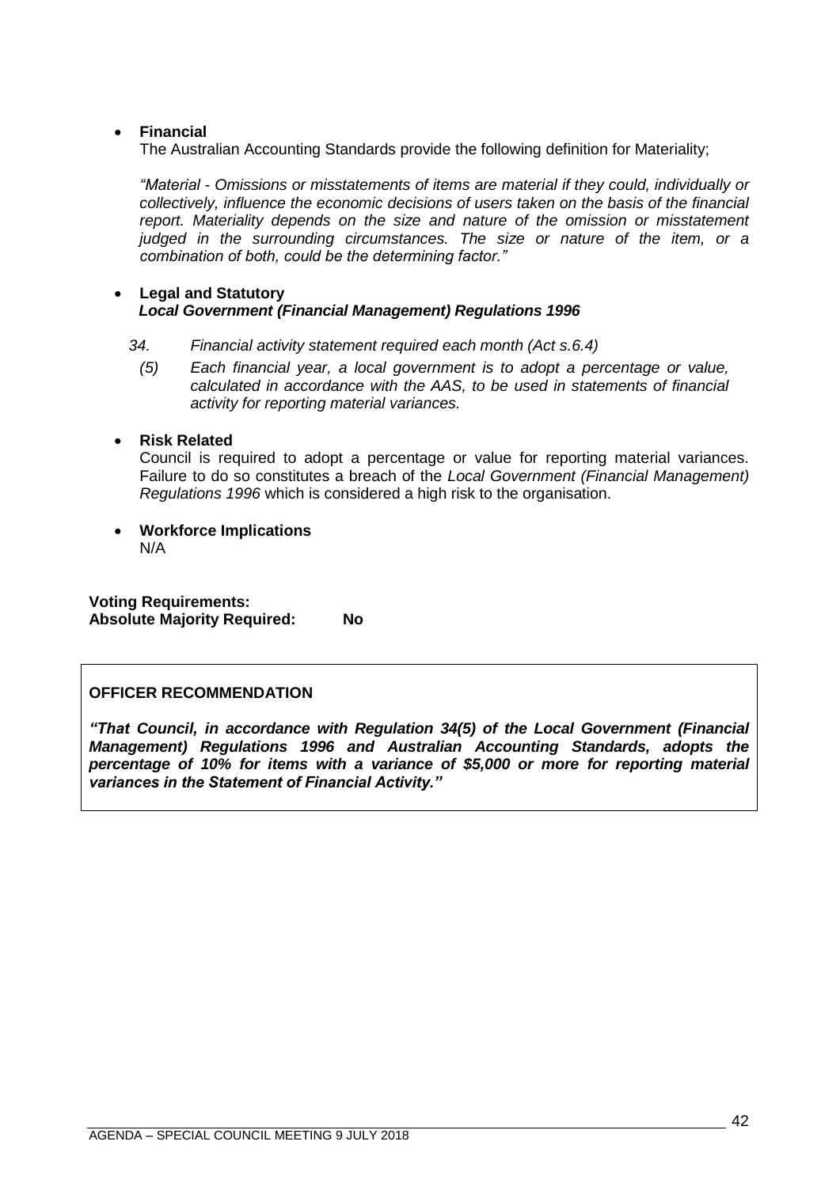- **Financial**

  The Australian Accounting Standards provide the following definition for Materiality;

  *"Material - Omissions or misstatements of items are material if they could, individually or collectively, influence the economic decisions of users taken on the basis of the financial report. Materiality depends on the size and nature of the omission or misstatement judged in the surrounding circumstances. The size or nature of the item, or a combination of both, could be the determining factor."*

- **Legal and Statutory**

  ***Local Government (Financial Management) Regulations 1996***

  *34. Financial activity statement required each month (Act s.6.4)*

  *(5) Each financial year, a local government is to adopt a percentage or value, calculated in accordance with the AAS, to be used in statements of financial activity for reporting material variances.*

- **Risk Related**

  Council is required to adopt a percentage or value for reporting material variances. Failure to do so constitutes a breach of the *Local Government (Financial Management) Regulations 1996* which is considered a high risk to the organisation.

- **Workforce Implications**

  N/A

**Voting Requirements:**
**Absolute Majority Required: No**

**OFFICER RECOMMENDATION**

***"That Council, in accordance with Regulation 34(5) of the Local Government (Financial Management) Regulations 1996 and Australian Accounting Standards, adopts the percentage of 10% for items with a variance of $5,000 or more for reporting material variances in the Statement of Financial Activity."***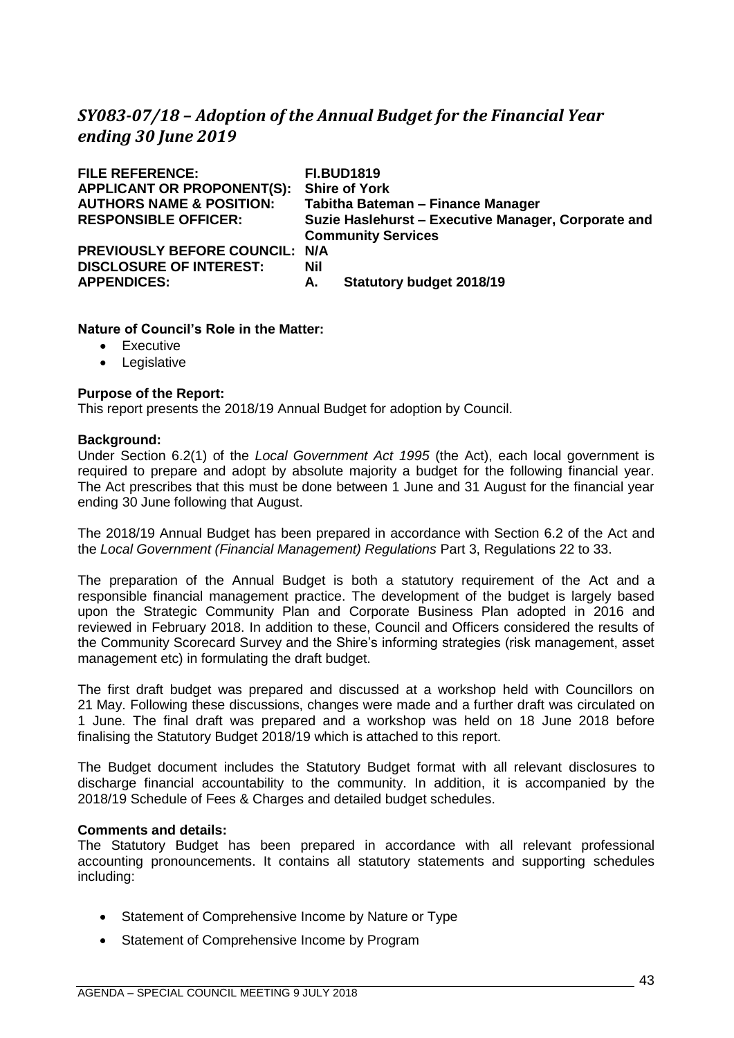## *SY083-07/18 – Adoption of the Annual Budget for the Financial Year ending 30 June 2019*

| | |
|---|---|
| **FILE REFERENCE:** | **FI.BUD1819** |
| **APPLICANT OR PROPONENT(S):** | **Shire of York** |
| **AUTHORS NAME & POSITION:** | **Tabitha Bateman – Finance Manager** |
| **RESPONSIBLE OFFICER:** | **Suzie Haslehurst – Executive Manager, Corporate and Community Services** |
| **PREVIOUSLY BEFORE COUNCIL:** | **N/A** |
| **DISCLOSURE OF INTEREST:** | **Nil** |
| **APPENDICES:** | **A. Statutory budget 2018/19** |

**Nature of Council's Role in the Matter:**

- Executive
- Legislative

**Purpose of the Report:**

This report presents the 2018/19 Annual Budget for adoption by Council.

**Background:**

Under Section 6.2(1) of the *Local Government Act 1995* (the Act), each local government is required to prepare and adopt by absolute majority a budget for the following financial year. The Act prescribes that this must be done between 1 June and 31 August for the financial year ending 30 June following that August.

The 2018/19 Annual Budget has been prepared in accordance with Section 6.2 of the Act and the *Local Government (Financial Management) Regulations* Part 3, Regulations 22 to 33.

The preparation of the Annual Budget is both a statutory requirement of the Act and a responsible financial management practice. The development of the budget is largely based upon the Strategic Community Plan and Corporate Business Plan adopted in 2016 and reviewed in February 2018. In addition to these, Council and Officers considered the results of the Community Scorecard Survey and the Shire's informing strategies (risk management, asset management etc) in formulating the draft budget.

The first draft budget was prepared and discussed at a workshop held with Councillors on 21 May. Following these discussions, changes were made and a further draft was circulated on 1 June. The final draft was prepared and a workshop was held on 18 June 2018 before finalising the Statutory Budget 2018/19 which is attached to this report.

The Budget document includes the Statutory Budget format with all relevant disclosures to discharge financial accountability to the community. In addition, it is accompanied by the 2018/19 Schedule of Fees & Charges and detailed budget schedules.

**Comments and details:**

The Statutory Budget has been prepared in accordance with all relevant professional accounting pronouncements. It contains all statutory statements and supporting schedules including:

- Statement of Comprehensive Income by Nature or Type
- Statement of Comprehensive Income by Program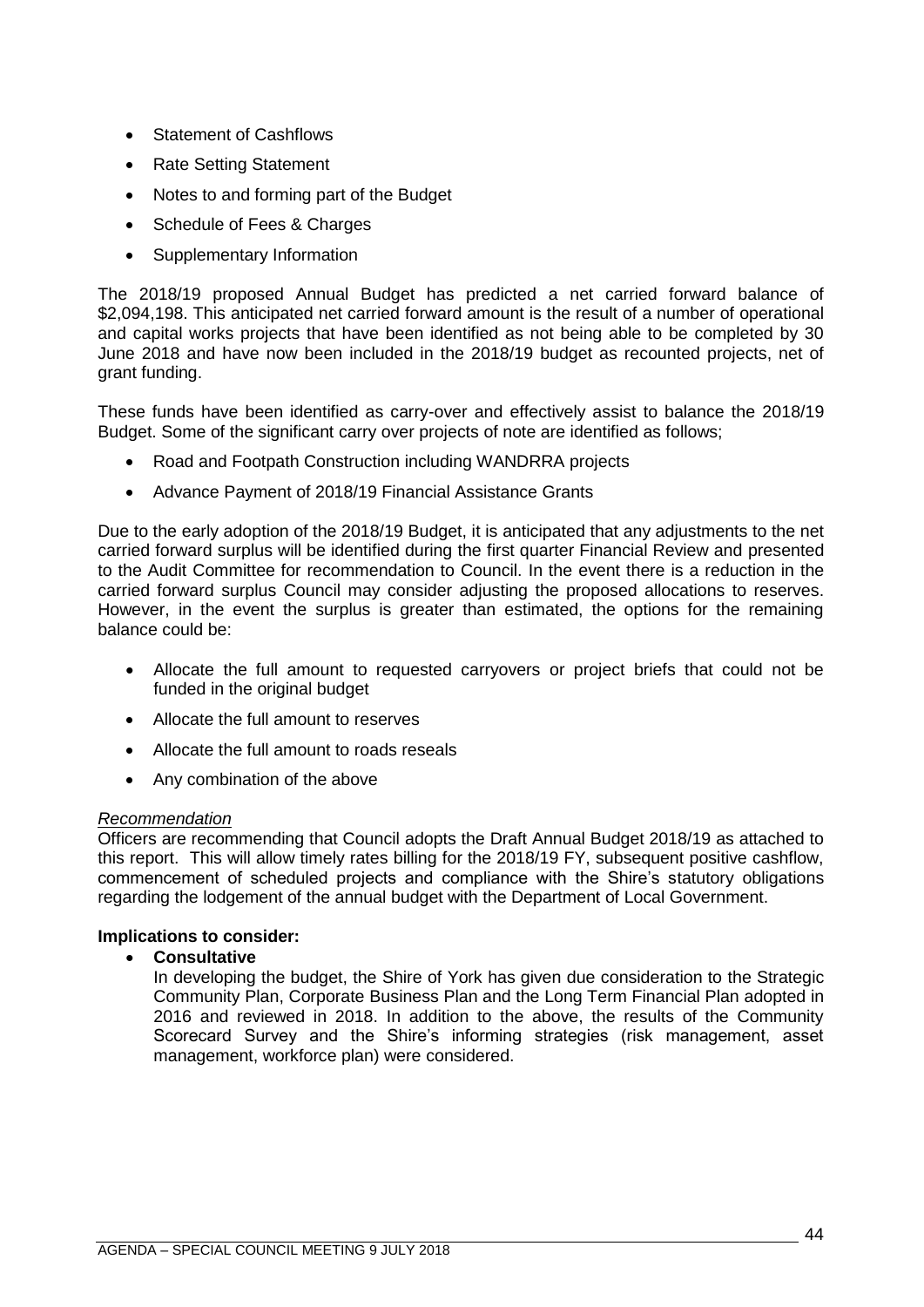- Statement of Cashflows
- Rate Setting Statement
- Notes to and forming part of the Budget
- Schedule of Fees & Charges
- Supplementary Information

The 2018/19 proposed Annual Budget has predicted a net carried forward balance of $2,094,198. This anticipated net carried forward amount is the result of a number of operational and capital works projects that have been identified as not being able to be completed by 30 June 2018 and have now been included in the 2018/19 budget as recounted projects, net of grant funding.

These funds have been identified as carry-over and effectively assist to balance the 2018/19 Budget. Some of the significant carry over projects of note are identified as follows;

- Road and Footpath Construction including WANDRRA projects
- Advance Payment of 2018/19 Financial Assistance Grants

Due to the early adoption of the 2018/19 Budget, it is anticipated that any adjustments to the net carried forward surplus will be identified during the first quarter Financial Review and presented to the Audit Committee for recommendation to Council. In the event there is a reduction in the carried forward surplus Council may consider adjusting the proposed allocations to reserves. However, in the event the surplus is greater than estimated, the options for the remaining balance could be:

- Allocate the full amount to requested carryovers or project briefs that could not be funded in the original budget
- Allocate the full amount to reserves
- Allocate the full amount to roads reseals
- Any combination of the above

*Recommendation*

Officers are recommending that Council adopts the Draft Annual Budget 2018/19 as attached to this report. This will allow timely rates billing for the 2018/19 FY, subsequent positive cashflow, commencement of scheduled projects and compliance with the Shire's statutory obligations regarding the lodgement of the annual budget with the Department of Local Government.

**Implications to consider:**

- **Consultative**

  In developing the budget, the Shire of York has given due consideration to the Strategic Community Plan, Corporate Business Plan and the Long Term Financial Plan adopted in 2016 and reviewed in 2018. In addition to the above, the results of the Community Scorecard Survey and the Shire's informing strategies (risk management, asset management, workforce plan) were considered.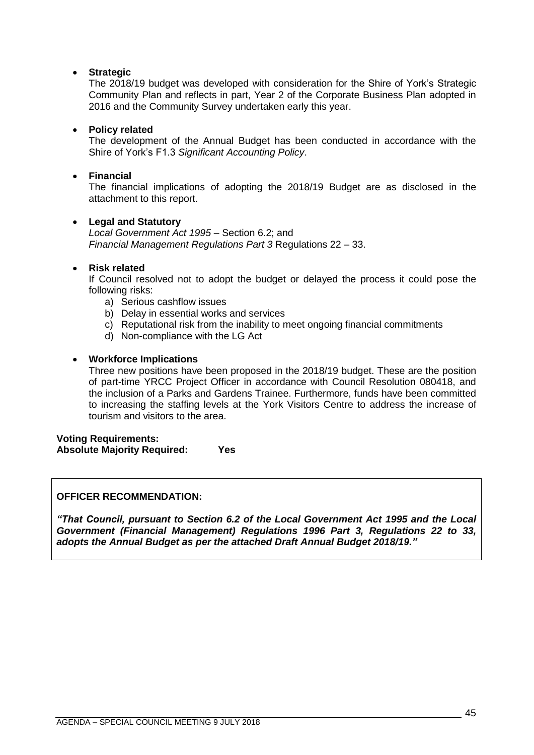- **Strategic**
  The 2018/19 budget was developed with consideration for the Shire of York's Strategic Community Plan and reflects in part, Year 2 of the Corporate Business Plan adopted in 2016 and the Community Survey undertaken early this year.

- **Policy related**
  The development of the Annual Budget has been conducted in accordance with the Shire of York's F1.3 *Significant Accounting Policy*.

- **Financial**
  The financial implications of adopting the 2018/19 Budget are as disclosed in the attachment to this report.

- **Legal and Statutory**
  *Local Government Act 1995* – Section 6.2; and
  *Financial Management Regulations Part 3* Regulations 22 – 33.

- **Risk related**
  If Council resolved not to adopt the budget or delayed the process it could pose the following risks:
  a) Serious cashflow issues
  b) Delay in essential works and services
  c) Reputational risk from the inability to meet ongoing financial commitments
  d) Non-compliance with the LG Act

- **Workforce Implications**
  Three new positions have been proposed in the 2018/19 budget. These are the position of part-time YRCC Project Officer in accordance with Council Resolution 080418, and the inclusion of a Parks and Gardens Trainee. Furthermore, funds have been committed to increasing the staffing levels at the York Visitors Centre to address the increase of tourism and visitors to the area.

**Voting Requirements:**
**Absolute Majority Required: Yes**

**OFFICER RECOMMENDATION:**

***"That Council, pursuant to Section 6.2 of the Local Government Act 1995 and the Local Government (Financial Management) Regulations 1996 Part 3, Regulations 22 to 33, adopts the Annual Budget as per the attached Draft Annual Budget 2018/19."***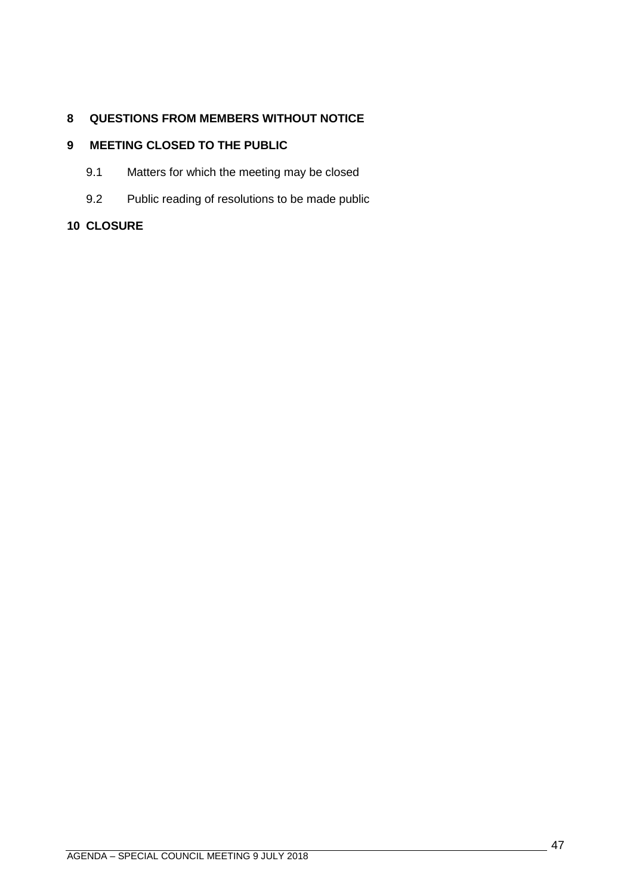## 8 QUESTIONS FROM MEMBERS WITHOUT NOTICE

## 9 MEETING CLOSED TO THE PUBLIC

9.1 Matters for which the meeting may be closed

9.2 Public reading of resolutions to be made public

## 10 CLOSURE